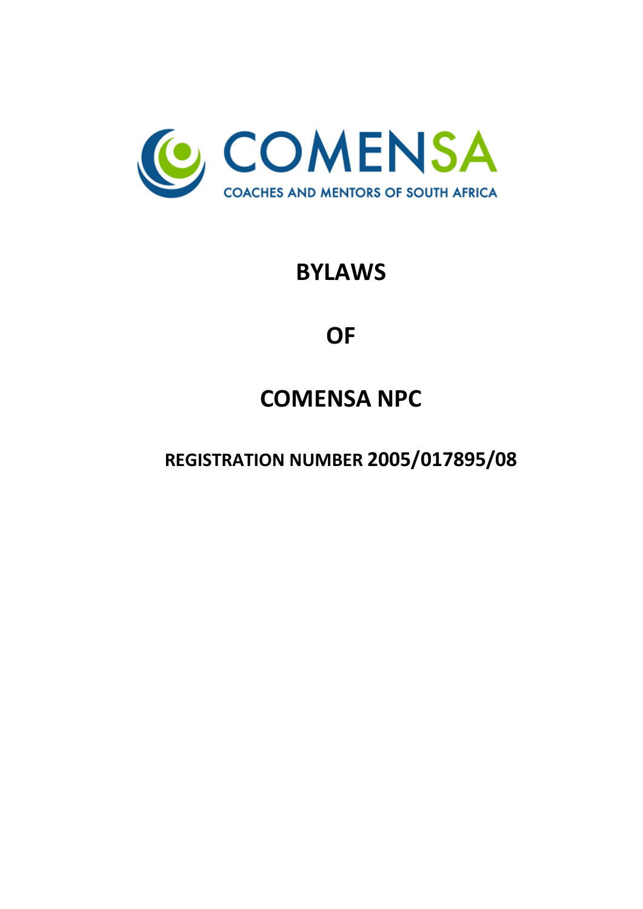COMENSA

COACHES AND MENTORS OF SOUTH AFRICA

# BYLAWS

# OF

# COMENSA NPC

## REGISTRATION NUMBER 2005/017895/08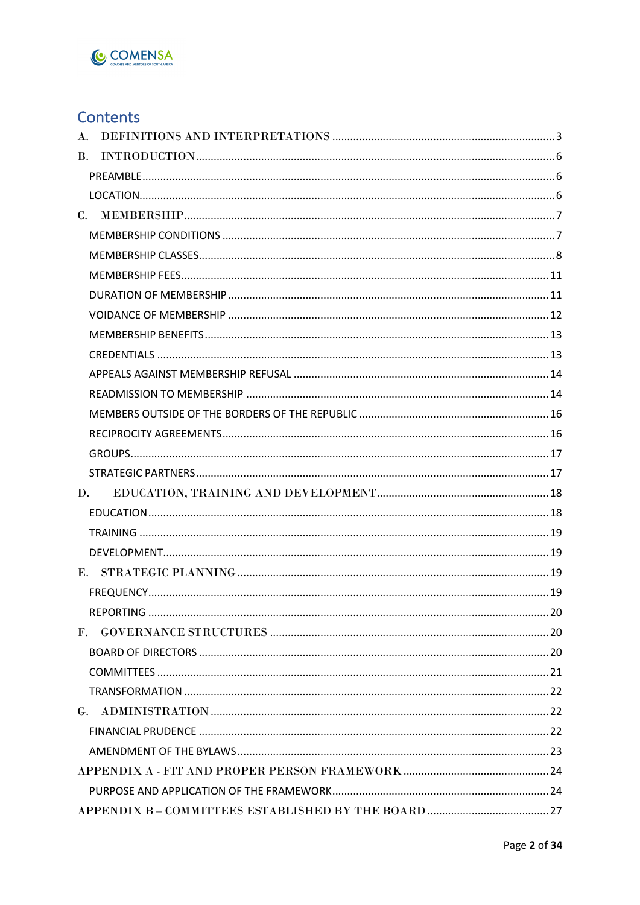# Contents

A. DEFINITIONS AND INTERPRETATIONS ..... 3

B. INTRODUCTION ..... 6

- PREAMBLE ..... 6
- LOCATION ..... 6

C. MEMBERSHIP ..... 7

- MEMBERSHIP CONDITIONS ..... 7
- MEMBERSHIP CLASSES ..... 8
- MEMBERSHIP FEES ..... 11
- DURATION OF MEMBERSHIP ..... 11
- VOIDANCE OF MEMBERSHIP ..... 12
- MEMBERSHIP BENEFITS ..... 13
- CREDENTIALS ..... 13
- APPEALS AGAINST MEMBERSHIP REFUSAL ..... 14
- READMISSION TO MEMBERSHIP ..... 14
- MEMBERS OUTSIDE OF THE BORDERS OF THE REPUBLIC ..... 16
- RECIPROCITY AGREEMENTS ..... 16
- GROUPS ..... 17
- STRATEGIC PARTNERS ..... 17

D. EDUCATION, TRAINING AND DEVELOPMENT ..... 18

- EDUCATION ..... 18
- TRAINING ..... 19
- DEVELOPMENT ..... 19

E. STRATEGIC PLANNING ..... 19

- FREQUENCY ..... 19
- REPORTING ..... 20

F. GOVERNANCE STRUCTURES ..... 20

- BOARD OF DIRECTORS ..... 20
- COMMITTEES ..... 21
- TRANSFORMATION ..... 22

G. ADMINISTRATION ..... 22

- FINANCIAL PRUDENCE ..... 22
- AMENDMENT OF THE BYLAWS ..... 23

APPENDIX A - FIT AND PROPER PERSON FRAMEWORK ..... 24

- PURPOSE AND APPLICATION OF THE FRAMEWORK ..... 24

APPENDIX B – COMMITTEES ESTABLISHED BY THE BOARD ..... 27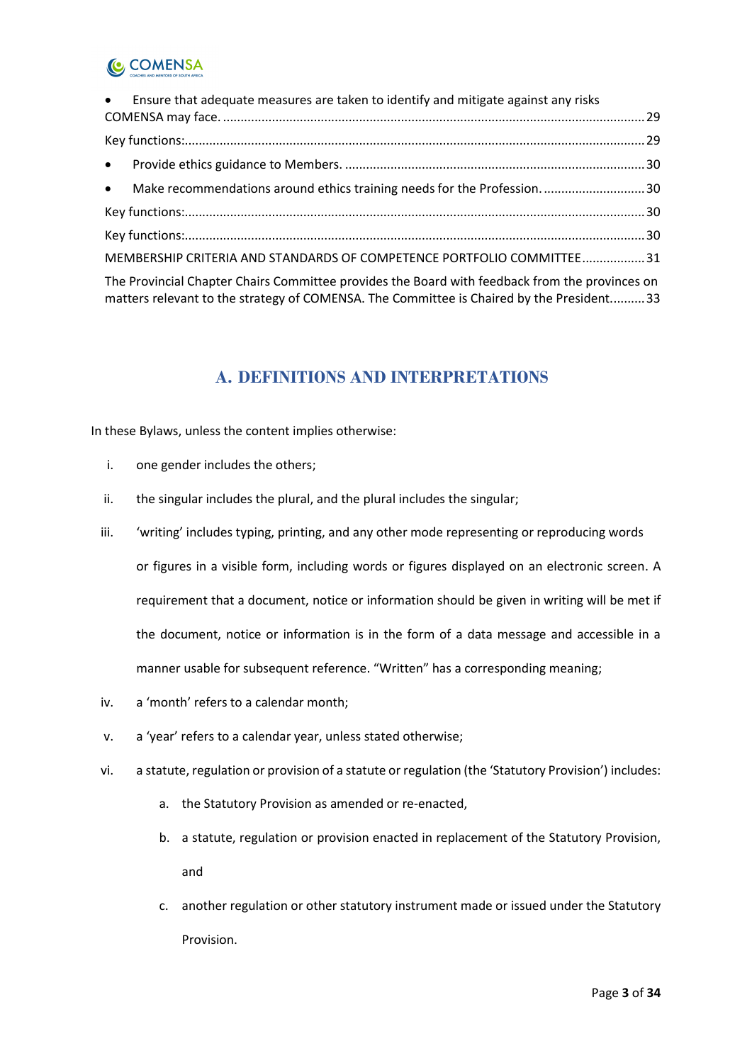- Ensure that adequate measures are taken to identify and mitigate against any risks COMENSA may face. ........ 29

Key functions: ........ 29

- Provide ethics guidance to Members. ........ 30
- Make recommendations around ethics training needs for the Profession. ........ 30

Key functions: ........ 30

Key functions: ........ 30

MEMBERSHIP CRITERIA AND STANDARDS OF COMPETENCE PORTFOLIO COMMITTEE ........ 31

The Provincial Chapter Chairs Committee provides the Board with feedback from the provinces on matters relevant to the strategy of COMENSA. The Committee is Chaired by the President. ........ 33

## A. DEFINITIONS AND INTERPRETATIONS

In these Bylaws, unless the content implies otherwise:

i. one gender includes the others;

ii. the singular includes the plural, and the plural includes the singular;

iii. 'writing' includes typing, printing, and any other mode representing or reproducing words or figures in a visible form, including words or figures displayed on an electronic screen. A requirement that a document, notice or information should be given in writing will be met if the document, notice or information is in the form of a data message and accessible in a manner usable for subsequent reference. "Written" has a corresponding meaning;

iv. a 'month' refers to a calendar month;

v. a 'year' refers to a calendar year, unless stated otherwise;

vi. a statute, regulation or provision of a statute or regulation (the 'Statutory Provision') includes:

   a. the Statutory Provision as amended or re-enacted,

   b. a statute, regulation or provision enacted in replacement of the Statutory Provision, and

   c. another regulation or other statutory instrument made or issued under the Statutory Provision.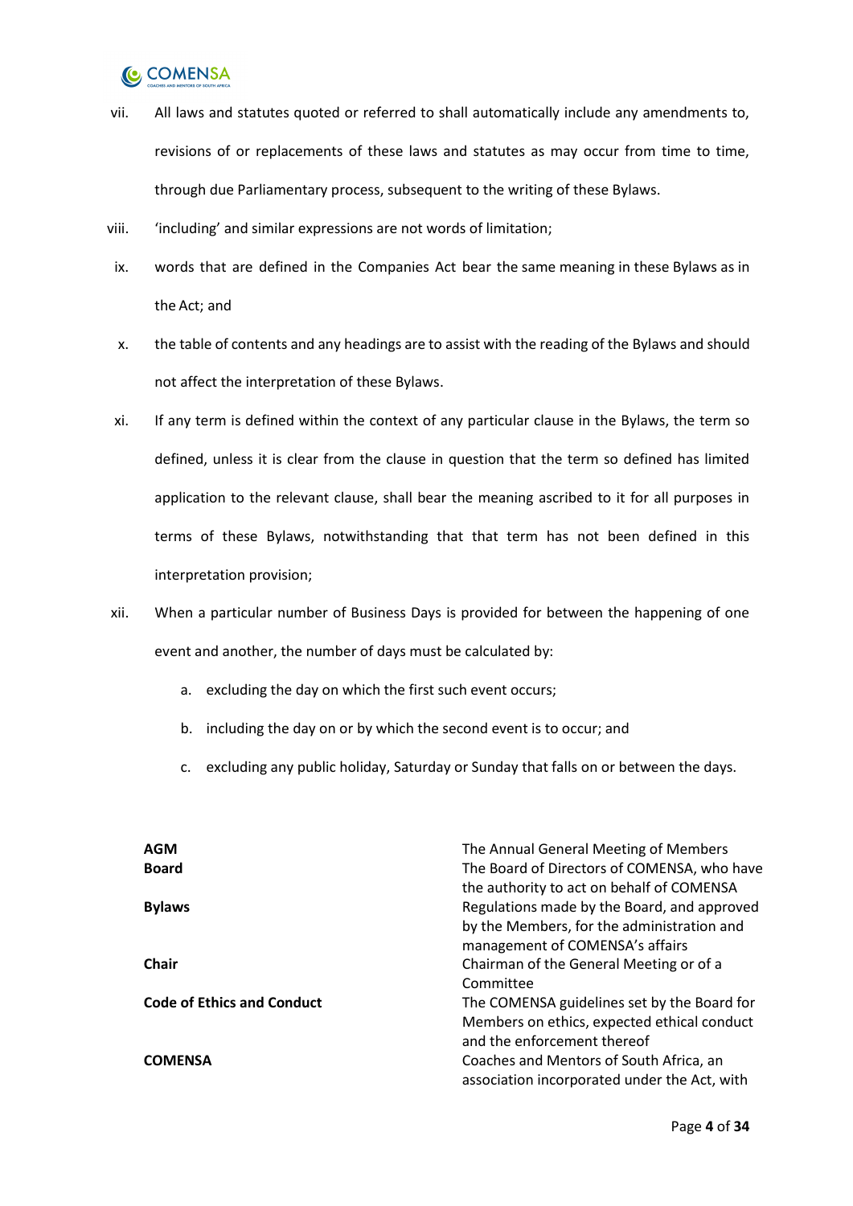vii. All laws and statutes quoted or referred to shall automatically include any amendments to, revisions of or replacements of these laws and statutes as may occur from time to time, through due Parliamentary process, subsequent to the writing of these Bylaws.

viii. 'including' and similar expressions are not words of limitation;

ix. words that are defined in the Companies Act bear the same meaning in these Bylaws as in the Act; and

x. the table of contents and any headings are to assist with the reading of the Bylaws and should not affect the interpretation of these Bylaws.

xi. If any term is defined within the context of any particular clause in the Bylaws, the term so defined, unless it is clear from the clause in question that the term so defined has limited application to the relevant clause, shall bear the meaning ascribed to it for all purposes in terms of these Bylaws, notwithstanding that that term has not been defined in this interpretation provision;

xii. When a particular number of Business Days is provided for between the happening of one event and another, the number of days must be calculated by:

a. excluding the day on which the first such event occurs;

b. including the day on or by which the second event is to occur; and

c. excluding any public holiday, Saturday or Sunday that falls on or between the days.

| | |
|---|---|
| **AGM** | The Annual General Meeting of Members |
| **Board** | The Board of Directors of COMENSA, who have the authority to act on behalf of COMENSA |
| **Bylaws** | Regulations made by the Board, and approved by the Members, for the administration and management of COMENSA's affairs |
| **Chair** | Chairman of the General Meeting or of a Committee |
| **Code of Ethics and Conduct** | The COMENSA guidelines set by the Board for Members on ethics, expected ethical conduct and the enforcement thereof |
| **COMENSA** | Coaches and Mentors of South Africa, an association incorporated under the Act, with |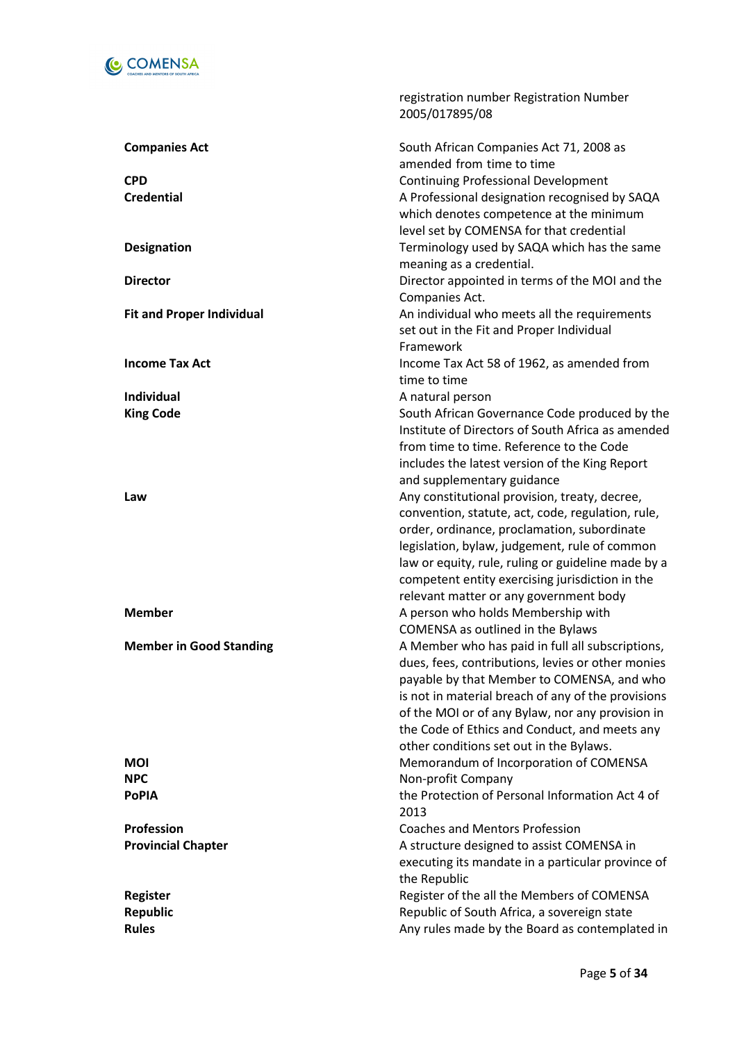| | |
|---|---|
| | registration number Registration Number 2005/017895/08 |
| **Companies Act** | South African Companies Act 71, 2008 as amended from time to time |
| **CPD** | Continuing Professional Development |
| **Credential** | A Professional designation recognised by SAQA which denotes competence at the minimum level set by COMENSA for that credential |
| **Designation** | Terminology used by SAQA which has the same meaning as a credential. |
| **Director** | Director appointed in terms of the MOI and the Companies Act. |
| **Fit and Proper Individual** | An individual who meets all the requirements set out in the Fit and Proper Individual Framework |
| **Income Tax Act** | Income Tax Act 58 of 1962, as amended from time to time |
| **Individual** | A natural person |
| **King Code** | South African Governance Code produced by the Institute of Directors of South Africa as amended from time to time. Reference to the Code includes the latest version of the King Report and supplementary guidance |
| **Law** | Any constitutional provision, treaty, decree, convention, statute, act, code, regulation, rule, order, ordinance, proclamation, subordinate legislation, bylaw, judgement, rule of common law or equity, rule, ruling or guideline made by a competent entity exercising jurisdiction in the relevant matter or any government body |
| **Member** | A person who holds Membership with COMENSA as outlined in the Bylaws |
| **Member in Good Standing** | A Member who has paid in full all subscriptions, dues, fees, contributions, levies or other monies payable by that Member to COMENSA, and who is not in material breach of any of the provisions of the MOI or of any Bylaw, nor any provision in the Code of Ethics and Conduct, and meets any other conditions set out in the Bylaws. |
| **MOI** | Memorandum of Incorporation of COMENSA |
| **NPC** | Non-profit Company |
| **PoPIA** | the Protection of Personal Information Act 4 of 2013 |
| **Profession** | Coaches and Mentors Profession |
| **Provincial Chapter** | A structure designed to assist COMENSA in executing its mandate in a particular province of the Republic |
| **Register** | Register of the all the Members of COMENSA |
| **Republic** | Republic of South Africa, a sovereign state |
| **Rules** | Any rules made by the Board as contemplated in |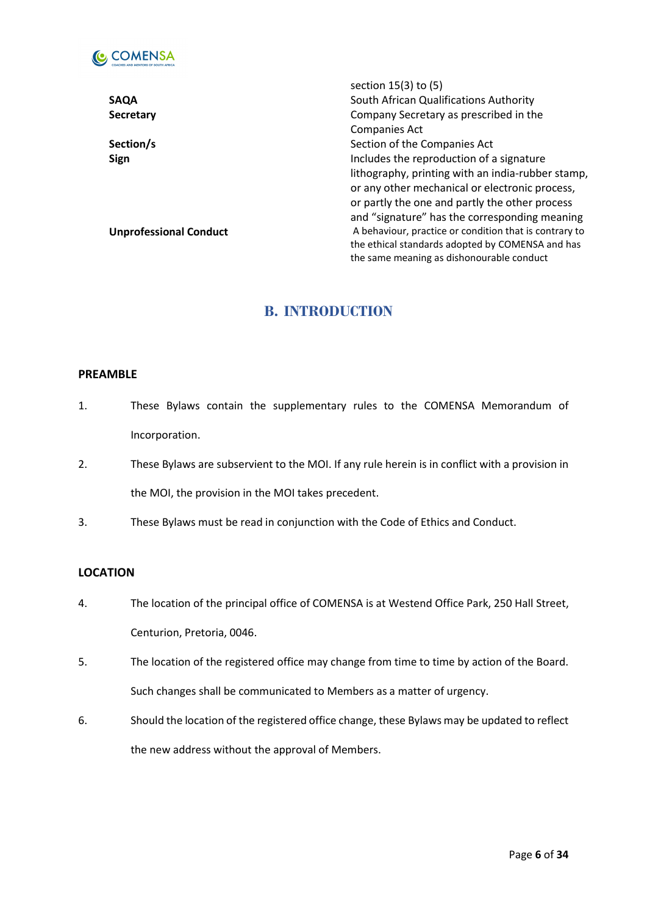| | |
|---|---|
| | section 15(3) to (5) |
| **SAQA** | South African Qualifications Authority |
| **Secretary** | Company Secretary as prescribed in the Companies Act |
| **Section/s** | Section of the Companies Act |
| **Sign** | Includes the reproduction of a signature lithography, printing with an india-rubber stamp, or any other mechanical or electronic process, or partly the one and partly the other process and "signature" has the corresponding meaning |
| **Unprofessional Conduct** | A behaviour, practice or condition that is contrary to the ethical standards adopted by COMENSA and has the same meaning as dishonourable conduct |

## B. INTRODUCTION

### PREAMBLE

1. These Bylaws contain the supplementary rules to the COMENSA Memorandum of Incorporation.
2. These Bylaws are subservient to the MOI. If any rule herein is in conflict with a provision in the MOI, the provision in the MOI takes precedent.
3. These Bylaws must be read in conjunction with the Code of Ethics and Conduct.

### LOCATION

4. The location of the principal office of COMENSA is at Westend Office Park, 250 Hall Street, Centurion, Pretoria, 0046.
5. The location of the registered office may change from time to time by action of the Board. Such changes shall be communicated to Members as a matter of urgency.
6. Should the location of the registered office change, these Bylaws may be updated to reflect the new address without the approval of Members.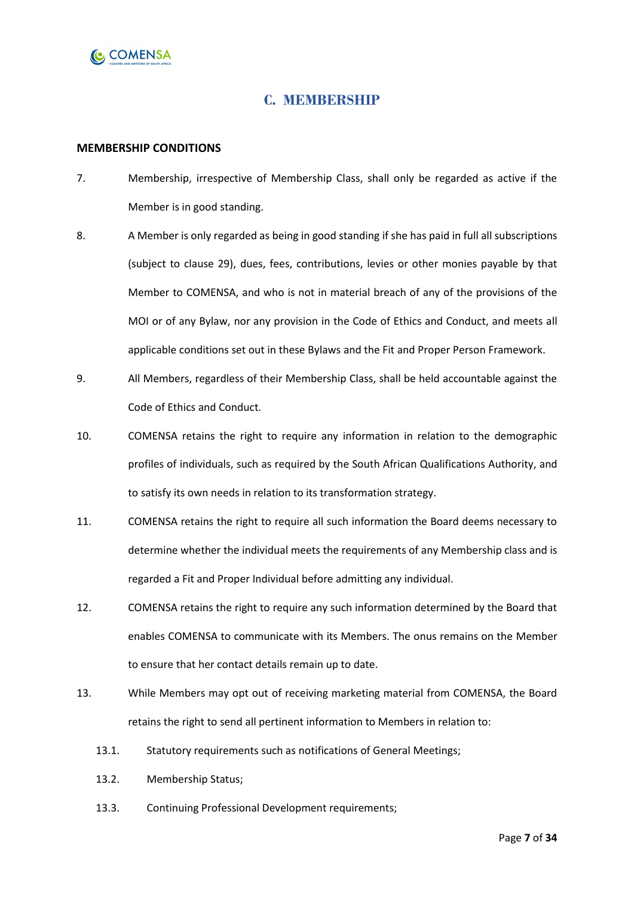## C. MEMBERSHIP

**MEMBERSHIP CONDITIONS**

7. Membership, irrespective of Membership Class, shall only be regarded as active if the Member is in good standing.

8. A Member is only regarded as being in good standing if she has paid in full all subscriptions (subject to clause 29), dues, fees, contributions, levies or other monies payable by that Member to COMENSA, and who is not in material breach of any of the provisions of the MOI or of any Bylaw, nor any provision in the Code of Ethics and Conduct, and meets all applicable conditions set out in these Bylaws and the Fit and Proper Person Framework.

9. All Members, regardless of their Membership Class, shall be held accountable against the Code of Ethics and Conduct.

10. COMENSA retains the right to require any information in relation to the demographic profiles of individuals, such as required by the South African Qualifications Authority, and to satisfy its own needs in relation to its transformation strategy.

11. COMENSA retains the right to require all such information the Board deems necessary to determine whether the individual meets the requirements of any Membership class and is regarded a Fit and Proper Individual before admitting any individual.

12. COMENSA retains the right to require any such information determined by the Board that enables COMENSA to communicate with its Members. The onus remains on the Member to ensure that her contact details remain up to date.

13. While Members may opt out of receiving marketing material from COMENSA, the Board retains the right to send all pertinent information to Members in relation to:

    13.1. Statutory requirements such as notifications of General Meetings;

    13.2. Membership Status;

    13.3. Continuing Professional Development requirements;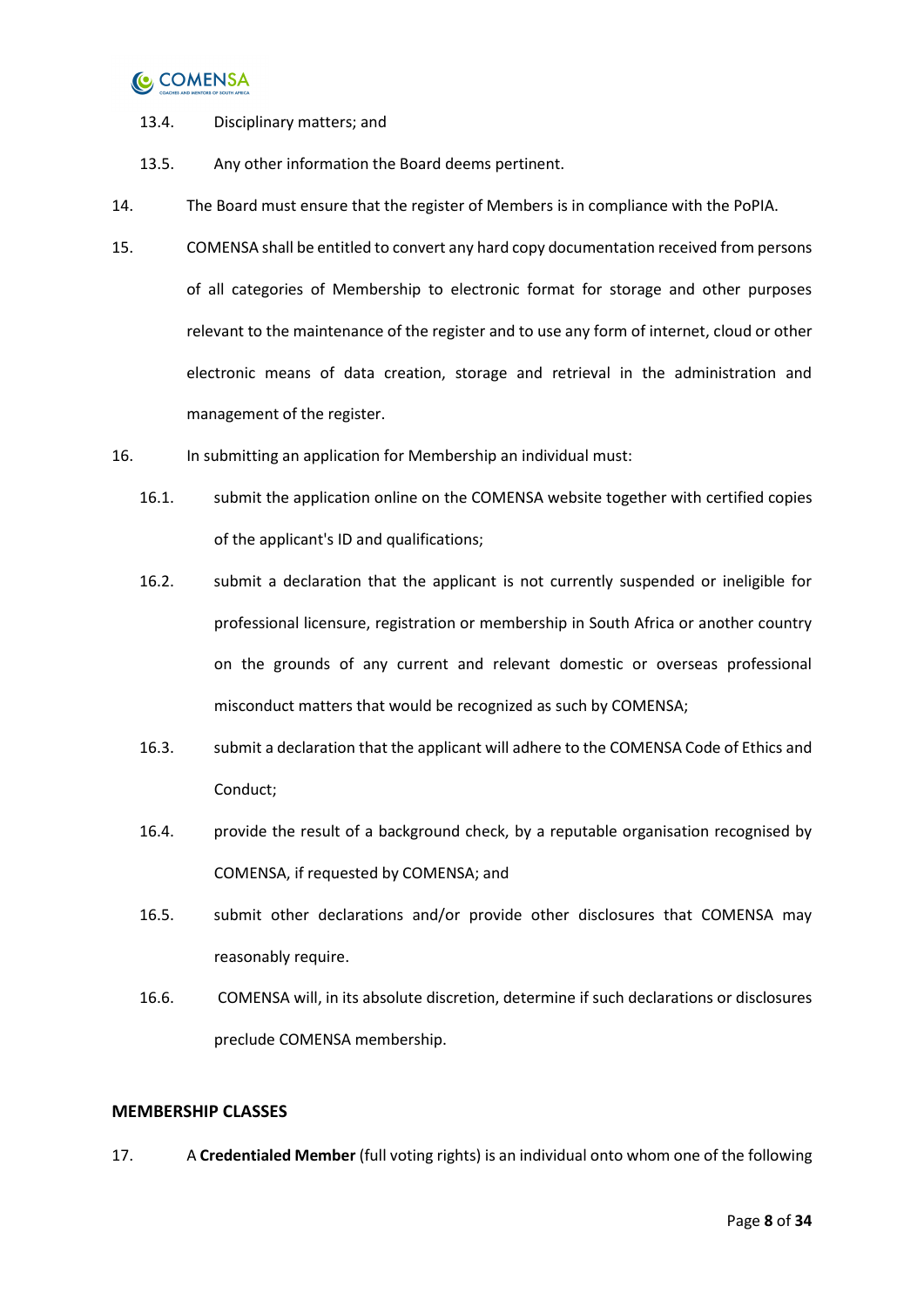13.4. Disciplinary matters; and

13.5. Any other information the Board deems pertinent.

14. The Board must ensure that the register of Members is in compliance with the PoPIA.

15. COMENSA shall be entitled to convert any hard copy documentation received from persons of all categories of Membership to electronic format for storage and other purposes relevant to the maintenance of the register and to use any form of internet, cloud or other electronic means of data creation, storage and retrieval in the administration and management of the register.

16. In submitting an application for Membership an individual must:

16.1. submit the application online on the COMENSA website together with certified copies of the applicant's ID and qualifications;

16.2. submit a declaration that the applicant is not currently suspended or ineligible for professional licensure, registration or membership in South Africa or another country on the grounds of any current and relevant domestic or overseas professional misconduct matters that would be recognized as such by COMENSA;

16.3. submit a declaration that the applicant will adhere to the COMENSA Code of Ethics and Conduct;

16.4. provide the result of a background check, by a reputable organisation recognised by COMENSA, if requested by COMENSA; and

16.5. submit other declarations and/or provide other disclosures that COMENSA may reasonably require.

16.6. COMENSA will, in its absolute discretion, determine if such declarations or disclosures preclude COMENSA membership.

## MEMBERSHIP CLASSES

17. A **Credentialed Member** (full voting rights) is an individual onto whom one of the following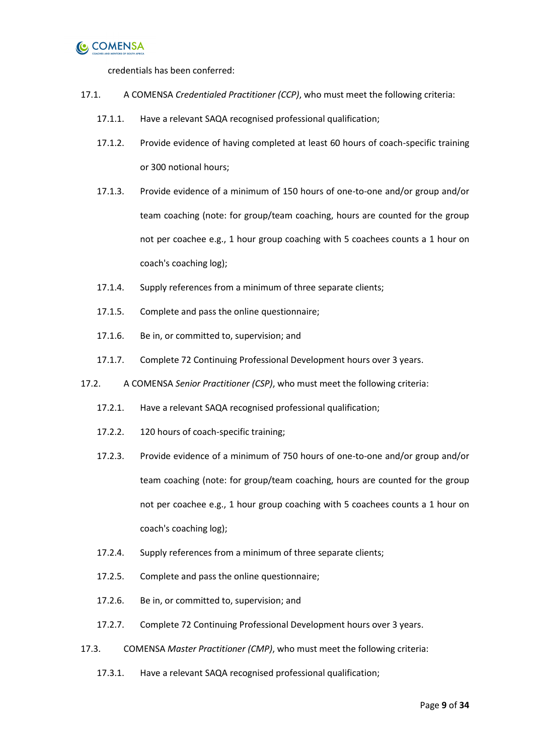credentials has been conferred:

17.1. A COMENSA *Credentialed Practitioner (CCP)*, who must meet the following criteria:

17.1.1. Have a relevant SAQA recognised professional qualification;

17.1.2. Provide evidence of having completed at least 60 hours of coach-specific training or 300 notional hours;

17.1.3. Provide evidence of a minimum of 150 hours of one-to-one and/or group and/or team coaching (note: for group/team coaching, hours are counted for the group not per coachee e.g., 1 hour group coaching with 5 coachees counts a 1 hour on coach's coaching log);

17.1.4. Supply references from a minimum of three separate clients;

17.1.5. Complete and pass the online questionnaire;

17.1.6. Be in, or committed to, supervision; and

17.1.7. Complete 72 Continuing Professional Development hours over 3 years.

17.2. A COMENSA *Senior Practitioner (CSP)*, who must meet the following criteria:

17.2.1. Have a relevant SAQA recognised professional qualification;

17.2.2. 120 hours of coach-specific training;

17.2.3. Provide evidence of a minimum of 750 hours of one-to-one and/or group and/or team coaching (note: for group/team coaching, hours are counted for the group not per coachee e.g., 1 hour group coaching with 5 coachees counts a 1 hour on coach's coaching log);

17.2.4. Supply references from a minimum of three separate clients;

17.2.5. Complete and pass the online questionnaire;

17.2.6. Be in, or committed to, supervision; and

17.2.7. Complete 72 Continuing Professional Development hours over 3 years.

17.3. COMENSA *Master Practitioner (CMP)*, who must meet the following criteria:

17.3.1. Have a relevant SAQA recognised professional qualification;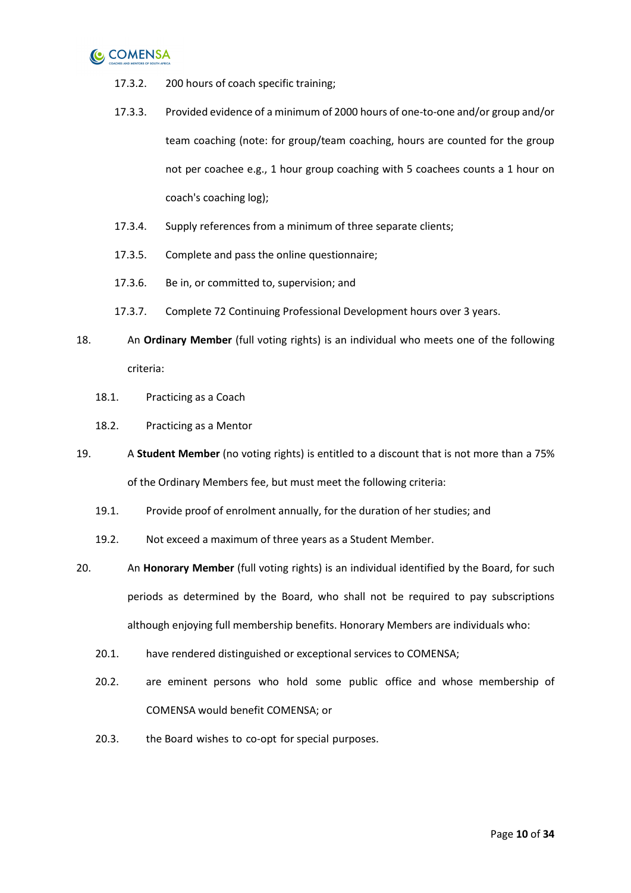17.3.2. 200 hours of coach specific training;

17.3.3. Provided evidence of a minimum of 2000 hours of one-to-one and/or group and/or team coaching (note: for group/team coaching, hours are counted for the group not per coachee e.g., 1 hour group coaching with 5 coachees counts a 1 hour on coach's coaching log);

17.3.4. Supply references from a minimum of three separate clients;

17.3.5. Complete and pass the online questionnaire;

17.3.6. Be in, or committed to, supervision; and

17.3.7. Complete 72 Continuing Professional Development hours over 3 years.

18. An **Ordinary Member** (full voting rights) is an individual who meets one of the following criteria:

18.1. Practicing as a Coach

18.2. Practicing as a Mentor

19. A **Student Member** (no voting rights) is entitled to a discount that is not more than a 75% of the Ordinary Members fee, but must meet the following criteria:

19.1. Provide proof of enrolment annually, for the duration of her studies; and

19.2. Not exceed a maximum of three years as a Student Member.

20. An **Honorary Member** (full voting rights) is an individual identified by the Board, for such periods as determined by the Board, who shall not be required to pay subscriptions although enjoying full membership benefits. Honorary Members are individuals who:

20.1. have rendered distinguished or exceptional services to COMENSA;

20.2. are eminent persons who hold some public office and whose membership of COMENSA would benefit COMENSA; or

20.3. the Board wishes to co-opt for special purposes.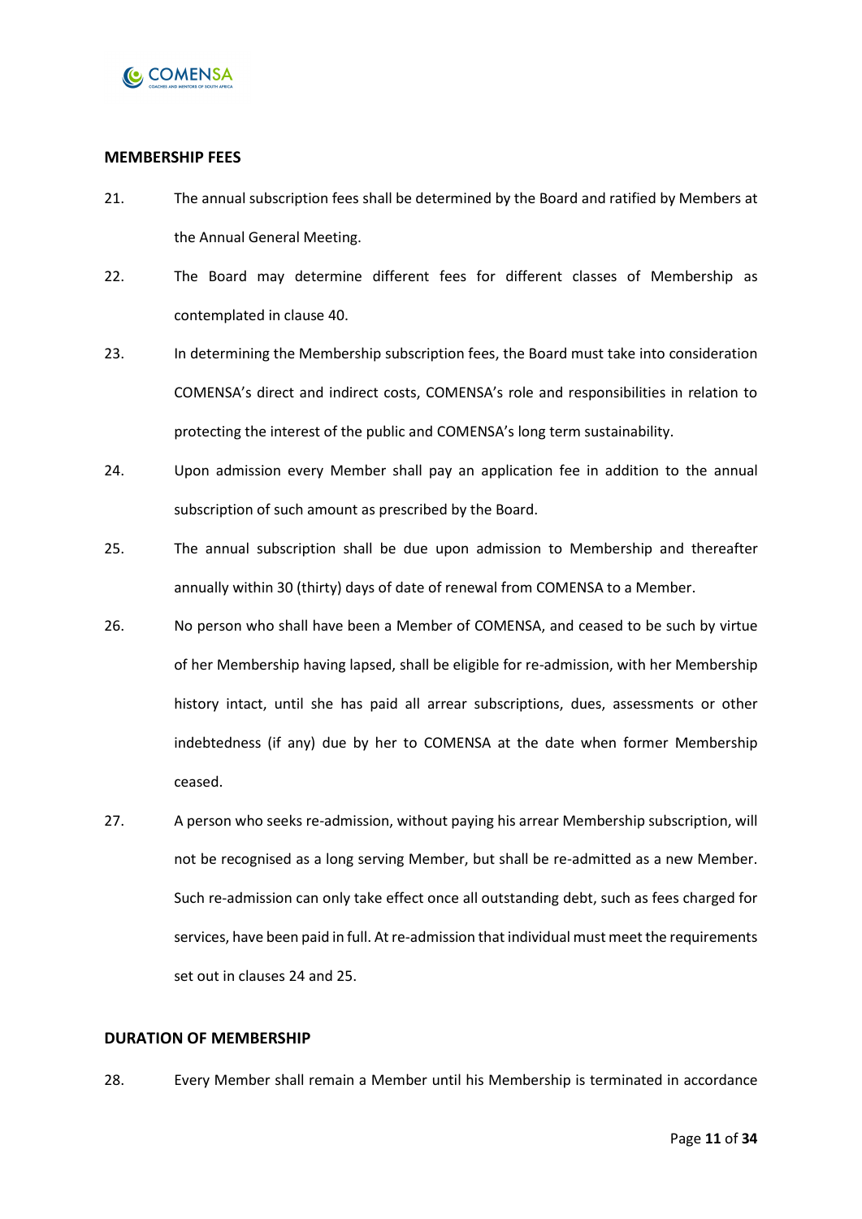**MEMBERSHIP FEES**

21. The annual subscription fees shall be determined by the Board and ratified by Members at the Annual General Meeting.

22. The Board may determine different fees for different classes of Membership as contemplated in clause 40.

23. In determining the Membership subscription fees, the Board must take into consideration COMENSA's direct and indirect costs, COMENSA's role and responsibilities in relation to protecting the interest of the public and COMENSA's long term sustainability.

24. Upon admission every Member shall pay an application fee in addition to the annual subscription of such amount as prescribed by the Board.

25. The annual subscription shall be due upon admission to Membership and thereafter annually within 30 (thirty) days of date of renewal from COMENSA to a Member.

26. No person who shall have been a Member of COMENSA, and ceased to be such by virtue of her Membership having lapsed, shall be eligible for re-admission, with her Membership history intact, until she has paid all arrear subscriptions, dues, assessments or other indebtedness (if any) due by her to COMENSA at the date when former Membership ceased.

27. A person who seeks re-admission, without paying his arrear Membership subscription, will not be recognised as a long serving Member, but shall be re-admitted as a new Member. Such re-admission can only take effect once all outstanding debt, such as fees charged for services, have been paid in full. At re-admission that individual must meet the requirements set out in clauses 24 and 25.

**DURATION OF MEMBERSHIP**

28. Every Member shall remain a Member until his Membership is terminated in accordance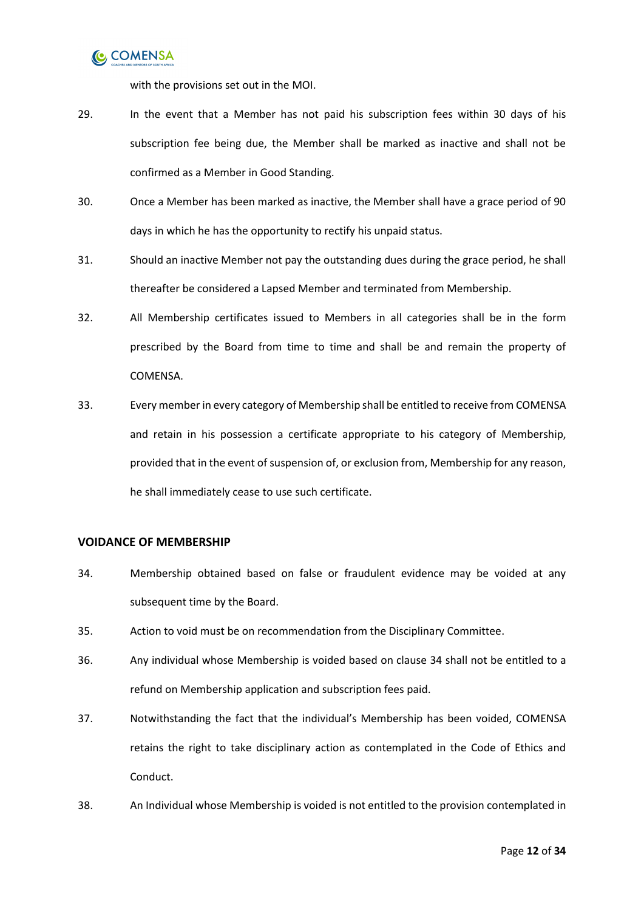with the provisions set out in the MOI.

29. In the event that a Member has not paid his subscription fees within 30 days of his subscription fee being due, the Member shall be marked as inactive and shall not be confirmed as a Member in Good Standing.

30. Once a Member has been marked as inactive, the Member shall have a grace period of 90 days in which he has the opportunity to rectify his unpaid status.

31. Should an inactive Member not pay the outstanding dues during the grace period, he shall thereafter be considered a Lapsed Member and terminated from Membership.

32. All Membership certificates issued to Members in all categories shall be in the form prescribed by the Board from time to time and shall be and remain the property of COMENSA.

33. Every member in every category of Membership shall be entitled to receive from COMENSA and retain in his possession a certificate appropriate to his category of Membership, provided that in the event of suspension of, or exclusion from, Membership for any reason, he shall immediately cease to use such certificate.

**VOIDANCE OF MEMBERSHIP**

34. Membership obtained based on false or fraudulent evidence may be voided at any subsequent time by the Board.

35. Action to void must be on recommendation from the Disciplinary Committee.

36. Any individual whose Membership is voided based on clause 34 shall not be entitled to a refund on Membership application and subscription fees paid.

37. Notwithstanding the fact that the individual's Membership has been voided, COMENSA retains the right to take disciplinary action as contemplated in the Code of Ethics and Conduct.

38. An Individual whose Membership is voided is not entitled to the provision contemplated in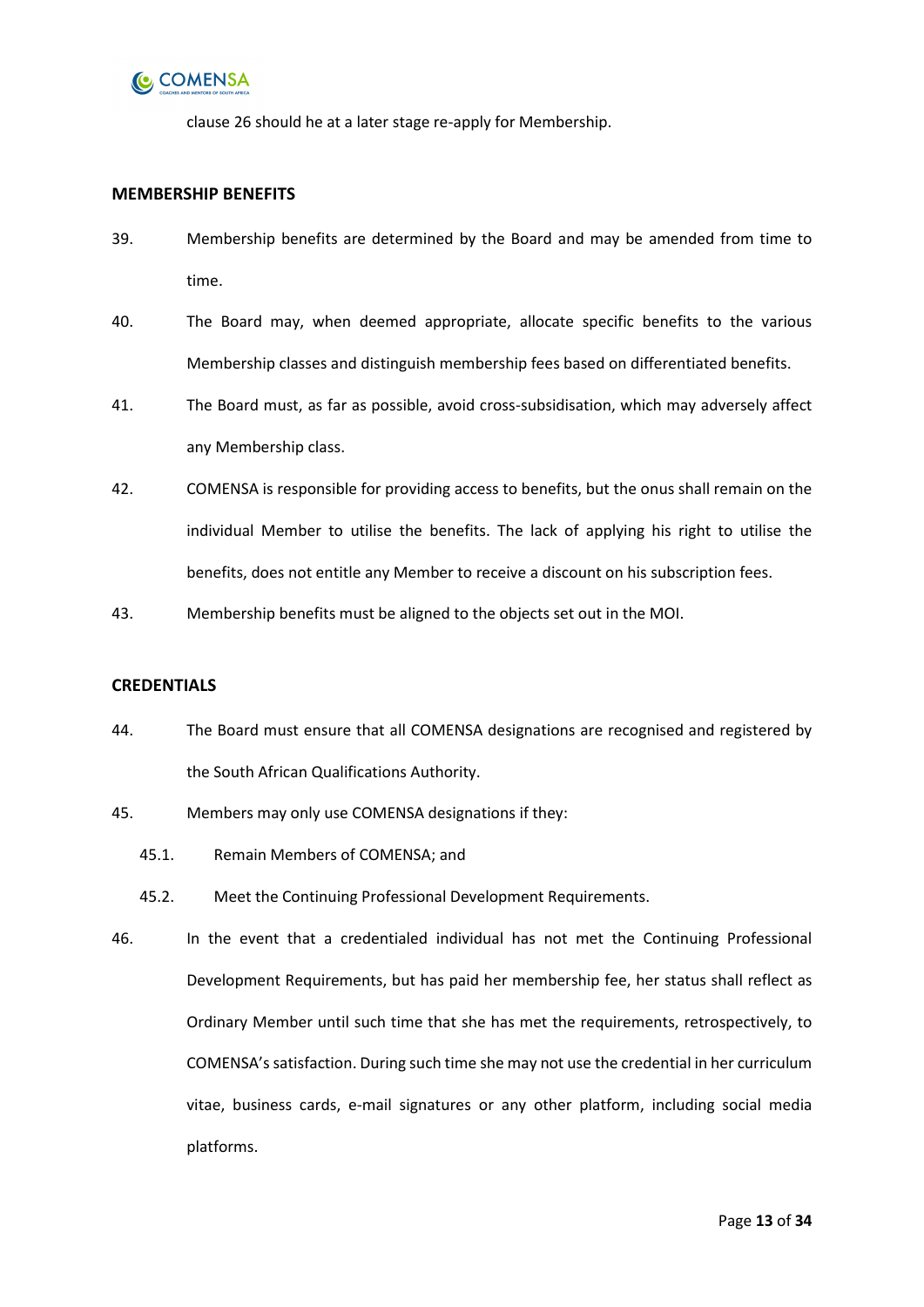clause 26 should he at a later stage re-apply for Membership.

## MEMBERSHIP BENEFITS

39. Membership benefits are determined by the Board and may be amended from time to time.

40. The Board may, when deemed appropriate, allocate specific benefits to the various Membership classes and distinguish membership fees based on differentiated benefits.

41. The Board must, as far as possible, avoid cross-subsidisation, which may adversely affect any Membership class.

42. COMENSA is responsible for providing access to benefits, but the onus shall remain on the individual Member to utilise the benefits. The lack of applying his right to utilise the benefits, does not entitle any Member to receive a discount on his subscription fees.

43. Membership benefits must be aligned to the objects set out in the MOI.

## CREDENTIALS

44. The Board must ensure that all COMENSA designations are recognised and registered by the South African Qualifications Authority.

45. Members may only use COMENSA designations if they:

    45.1. Remain Members of COMENSA; and

    45.2. Meet the Continuing Professional Development Requirements.

46. In the event that a credentialed individual has not met the Continuing Professional Development Requirements, but has paid her membership fee, her status shall reflect as Ordinary Member until such time that she has met the requirements, retrospectively, to COMENSA's satisfaction. During such time she may not use the credential in her curriculum vitae, business cards, e-mail signatures or any other platform, including social media platforms.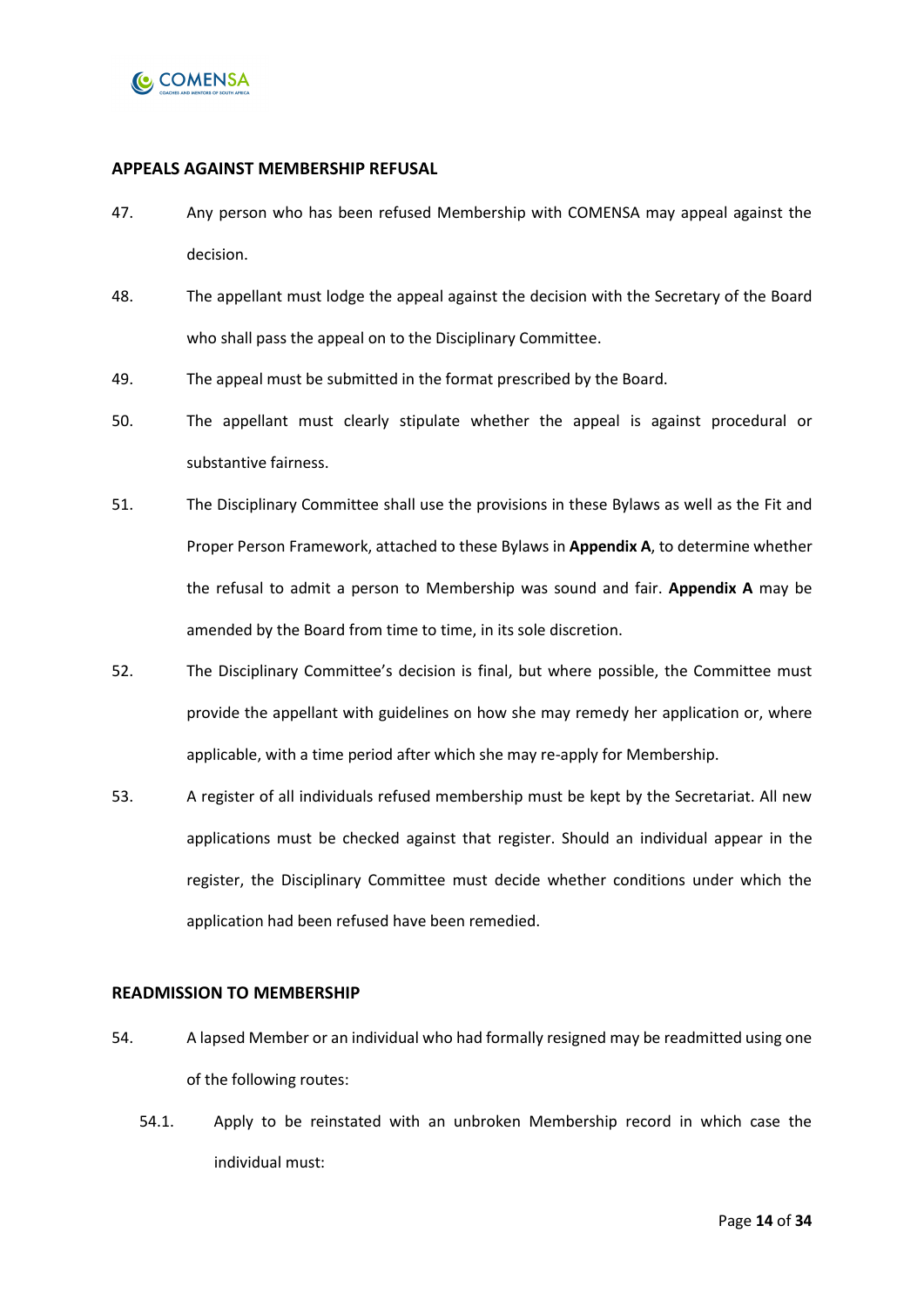## APPEALS AGAINST MEMBERSHIP REFUSAL

47. Any person who has been refused Membership with COMENSA may appeal against the decision.

48. The appellant must lodge the appeal against the decision with the Secretary of the Board who shall pass the appeal on to the Disciplinary Committee.

49. The appeal must be submitted in the format prescribed by the Board.

50. The appellant must clearly stipulate whether the appeal is against procedural or substantive fairness.

51. The Disciplinary Committee shall use the provisions in these Bylaws as well as the Fit and Proper Person Framework, attached to these Bylaws in **Appendix A**, to determine whether the refusal to admit a person to Membership was sound and fair. **Appendix A** may be amended by the Board from time to time, in its sole discretion.

52. The Disciplinary Committee's decision is final, but where possible, the Committee must provide the appellant with guidelines on how she may remedy her application or, where applicable, with a time period after which she may re-apply for Membership.

53. A register of all individuals refused membership must be kept by the Secretariat. All new applications must be checked against that register. Should an individual appear in the register, the Disciplinary Committee must decide whether conditions under which the application had been refused have been remedied.

## READMISSION TO MEMBERSHIP

54. A lapsed Member or an individual who had formally resigned may be readmitted using one of the following routes:

    54.1. Apply to be reinstated with an unbroken Membership record in which case the individual must: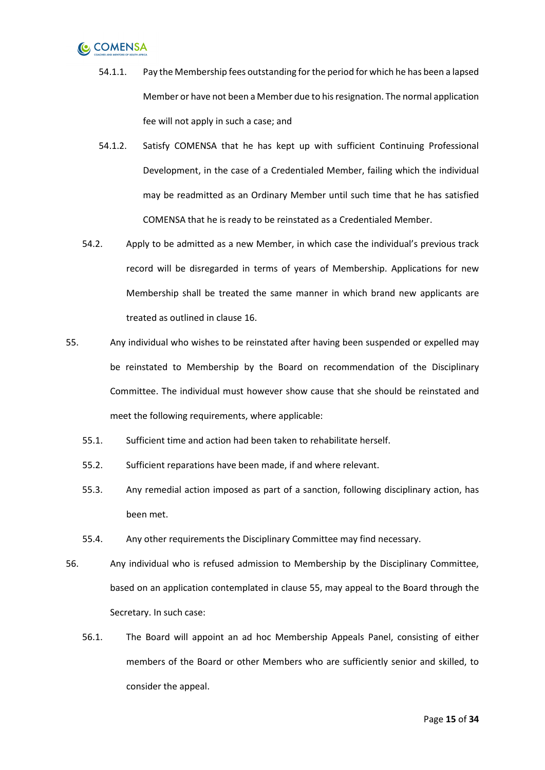54.1.1. Pay the Membership fees outstanding for the period for which he has been a lapsed Member or have not been a Member due to his resignation. The normal application fee will not apply in such a case; and

54.1.2. Satisfy COMENSA that he has kept up with sufficient Continuing Professional Development, in the case of a Credentialed Member, failing which the individual may be readmitted as an Ordinary Member until such time that he has satisfied COMENSA that he is ready to be reinstated as a Credentialed Member.

54.2. Apply to be admitted as a new Member, in which case the individual's previous track record will be disregarded in terms of years of Membership. Applications for new Membership shall be treated the same manner in which brand new applicants are treated as outlined in clause 16.

55. Any individual who wishes to be reinstated after having been suspended or expelled may be reinstated to Membership by the Board on recommendation of the Disciplinary Committee. The individual must however show cause that she should be reinstated and meet the following requirements, where applicable:

55.1. Sufficient time and action had been taken to rehabilitate herself.

55.2. Sufficient reparations have been made, if and where relevant.

55.3. Any remedial action imposed as part of a sanction, following disciplinary action, has been met.

55.4. Any other requirements the Disciplinary Committee may find necessary.

56. Any individual who is refused admission to Membership by the Disciplinary Committee, based on an application contemplated in clause 55, may appeal to the Board through the Secretary. In such case:

56.1. The Board will appoint an ad hoc Membership Appeals Panel, consisting of either members of the Board or other Members who are sufficiently senior and skilled, to consider the appeal.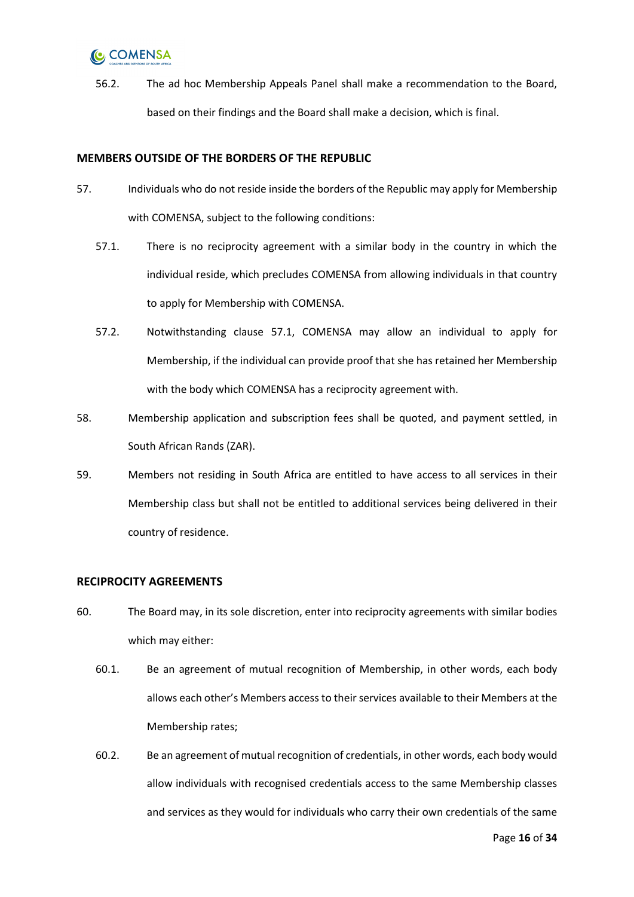56.2. The ad hoc Membership Appeals Panel shall make a recommendation to the Board, based on their findings and the Board shall make a decision, which is final.

**MEMBERS OUTSIDE OF THE BORDERS OF THE REPUBLIC**

57. Individuals who do not reside inside the borders of the Republic may apply for Membership with COMENSA, subject to the following conditions:

57.1. There is no reciprocity agreement with a similar body in the country in which the individual reside, which precludes COMENSA from allowing individuals in that country to apply for Membership with COMENSA.

57.2. Notwithstanding clause 57.1, COMENSA may allow an individual to apply for Membership, if the individual can provide proof that she has retained her Membership with the body which COMENSA has a reciprocity agreement with.

58. Membership application and subscription fees shall be quoted, and payment settled, in South African Rands (ZAR).

59. Members not residing in South Africa are entitled to have access to all services in their Membership class but shall not be entitled to additional services being delivered in their country of residence.

**RECIPROCITY AGREEMENTS**

60. The Board may, in its sole discretion, enter into reciprocity agreements with similar bodies which may either:

60.1. Be an agreement of mutual recognition of Membership, in other words, each body allows each other's Members access to their services available to their Members at the Membership rates;

60.2. Be an agreement of mutual recognition of credentials, in other words, each body would allow individuals with recognised credentials access to the same Membership classes and services as they would for individuals who carry their own credentials of the same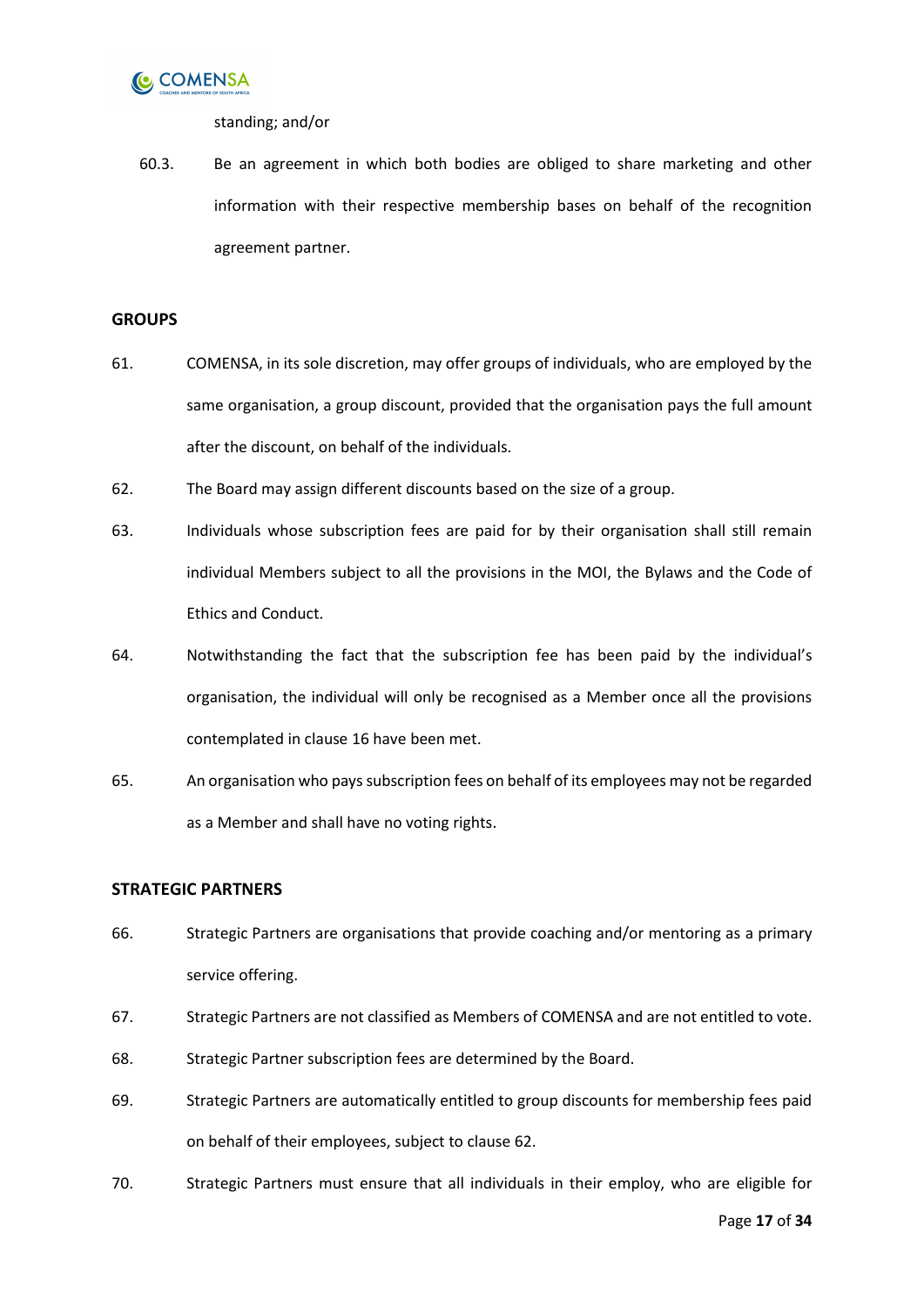standing; and/or

60.3. Be an agreement in which both bodies are obliged to share marketing and other information with their respective membership bases on behalf of the recognition agreement partner.

**GROUPS**

61. COMENSA, in its sole discretion, may offer groups of individuals, who are employed by the same organisation, a group discount, provided that the organisation pays the full amount after the discount, on behalf of the individuals.

62. The Board may assign different discounts based on the size of a group.

63. Individuals whose subscription fees are paid for by their organisation shall still remain individual Members subject to all the provisions in the MOI, the Bylaws and the Code of Ethics and Conduct.

64. Notwithstanding the fact that the subscription fee has been paid by the individual's organisation, the individual will only be recognised as a Member once all the provisions contemplated in clause 16 have been met.

65. An organisation who pays subscription fees on behalf of its employees may not be regarded as a Member and shall have no voting rights.

**STRATEGIC PARTNERS**

66. Strategic Partners are organisations that provide coaching and/or mentoring as a primary service offering.

67. Strategic Partners are not classified as Members of COMENSA and are not entitled to vote.

68. Strategic Partner subscription fees are determined by the Board.

69. Strategic Partners are automatically entitled to group discounts for membership fees paid on behalf of their employees, subject to clause 62.

70. Strategic Partners must ensure that all individuals in their employ, who are eligible for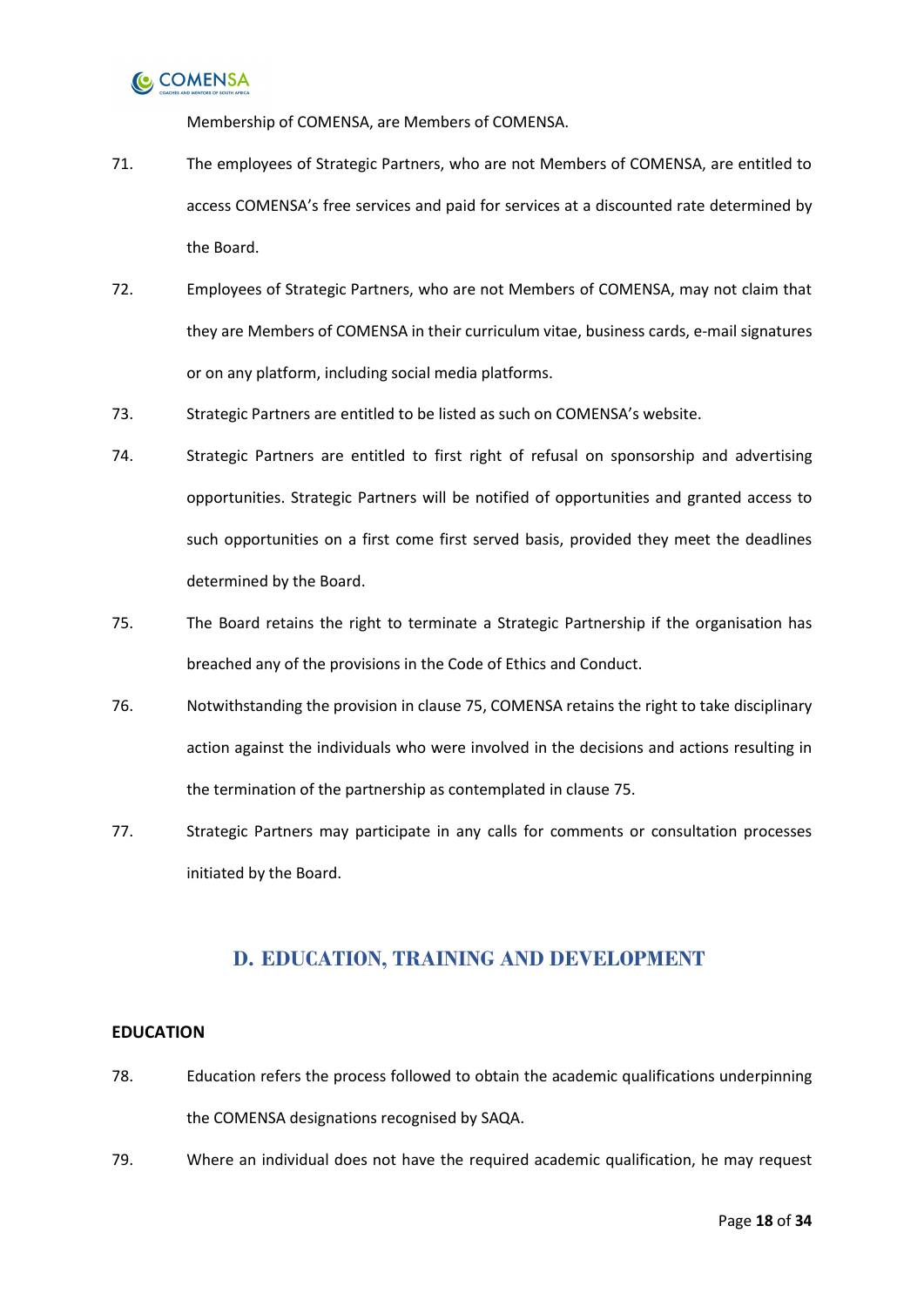Membership of COMENSA, are Members of COMENSA.

71. The employees of Strategic Partners, who are not Members of COMENSA, are entitled to access COMENSA's free services and paid for services at a discounted rate determined by the Board.

72. Employees of Strategic Partners, who are not Members of COMENSA, may not claim that they are Members of COMENSA in their curriculum vitae, business cards, e-mail signatures or on any platform, including social media platforms.

73. Strategic Partners are entitled to be listed as such on COMENSA's website.

74. Strategic Partners are entitled to first right of refusal on sponsorship and advertising opportunities. Strategic Partners will be notified of opportunities and granted access to such opportunities on a first come first served basis, provided they meet the deadlines determined by the Board.

75. The Board retains the right to terminate a Strategic Partnership if the organisation has breached any of the provisions in the Code of Ethics and Conduct.

76. Notwithstanding the provision in clause 75, COMENSA retains the right to take disciplinary action against the individuals who were involved in the decisions and actions resulting in the termination of the partnership as contemplated in clause 75.

77. Strategic Partners may participate in any calls for comments or consultation processes initiated by the Board.

## D. EDUCATION, TRAINING AND DEVELOPMENT

**EDUCATION**

78. Education refers the process followed to obtain the academic qualifications underpinning the COMENSA designations recognised by SAQA.

79. Where an individual does not have the required academic qualification, he may request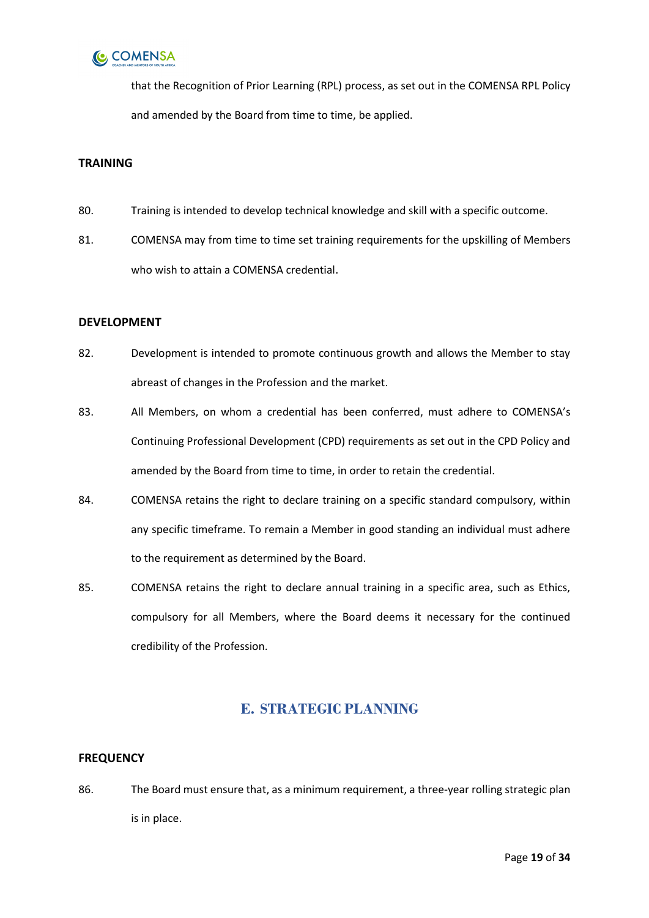that the Recognition of Prior Learning (RPL) process, as set out in the COMENSA RPL Policy and amended by the Board from time to time, be applied.

**TRAINING**

80. Training is intended to develop technical knowledge and skill with a specific outcome.

81. COMENSA may from time to time set training requirements for the upskilling of Members who wish to attain a COMENSA credential.

**DEVELOPMENT**

82. Development is intended to promote continuous growth and allows the Member to stay abreast of changes in the Profession and the market.

83. All Members, on whom a credential has been conferred, must adhere to COMENSA's Continuing Professional Development (CPD) requirements as set out in the CPD Policy and amended by the Board from time to time, in order to retain the credential.

84. COMENSA retains the right to declare training on a specific standard compulsory, within any specific timeframe. To remain a Member in good standing an individual must adhere to the requirement as determined by the Board.

85. COMENSA retains the right to declare annual training in a specific area, such as Ethics, compulsory for all Members, where the Board deems it necessary for the continued credibility of the Profession.

## E. STRATEGIC PLANNING

**FREQUENCY**

86. The Board must ensure that, as a minimum requirement, a three-year rolling strategic plan is in place.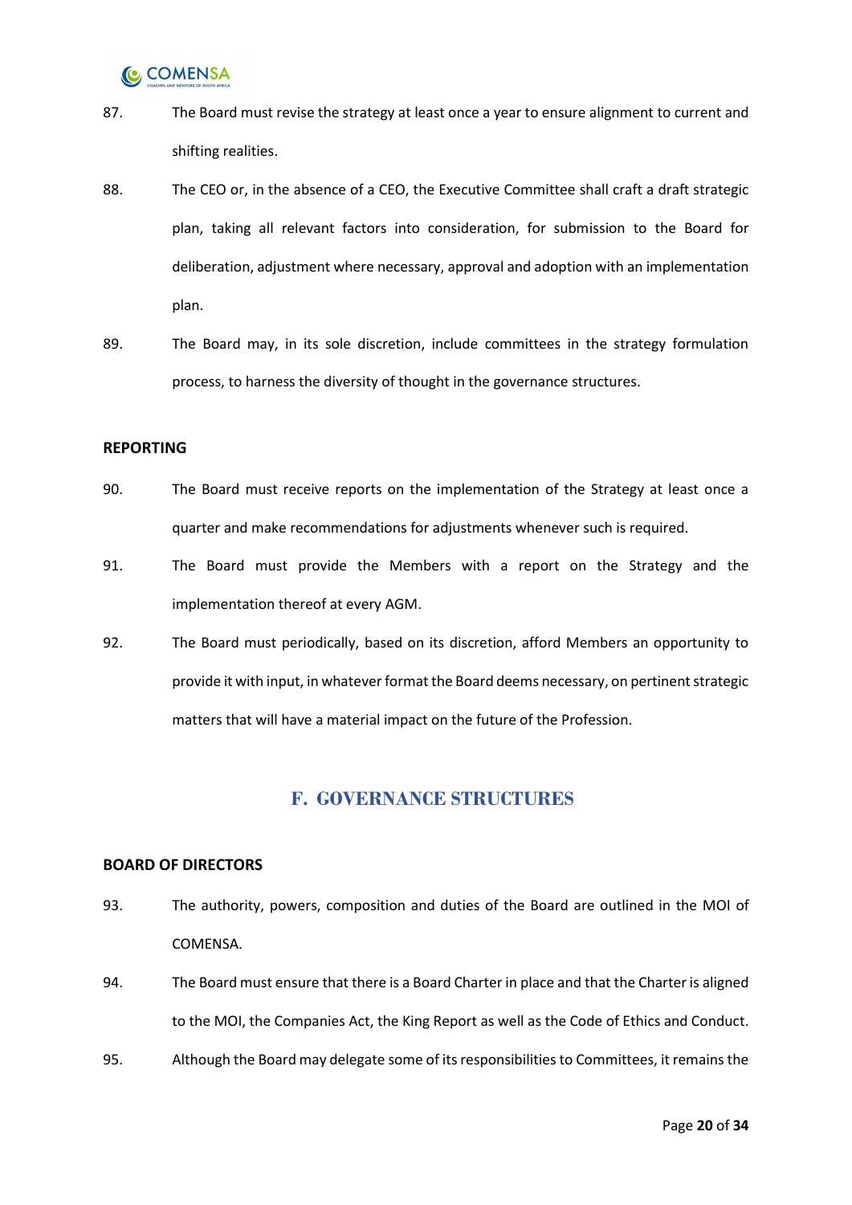87. The Board must revise the strategy at least once a year to ensure alignment to current and shifting realities.

88. The CEO or, in the absence of a CEO, the Executive Committee shall craft a draft strategic plan, taking all relevant factors into consideration, for submission to the Board for deliberation, adjustment where necessary, approval and adoption with an implementation plan.

89. The Board may, in its sole discretion, include committees in the strategy formulation process, to harness the diversity of thought in the governance structures.

**REPORTING**

90. The Board must receive reports on the implementation of the Strategy at least once a quarter and make recommendations for adjustments whenever such is required.

91. The Board must provide the Members with a report on the Strategy and the implementation thereof at every AGM.

92. The Board must periodically, based on its discretion, afford Members an opportunity to provide it with input, in whatever format the Board deems necessary, on pertinent strategic matters that will have a material impact on the future of the Profession.

## F. GOVERNANCE STRUCTURES

**BOARD OF DIRECTORS**

93. The authority, powers, composition and duties of the Board are outlined in the MOI of COMENSA.

94. The Board must ensure that there is a Board Charter in place and that the Charter is aligned to the MOI, the Companies Act, the King Report as well as the Code of Ethics and Conduct.

95. Although the Board may delegate some of its responsibilities to Committees, it remains the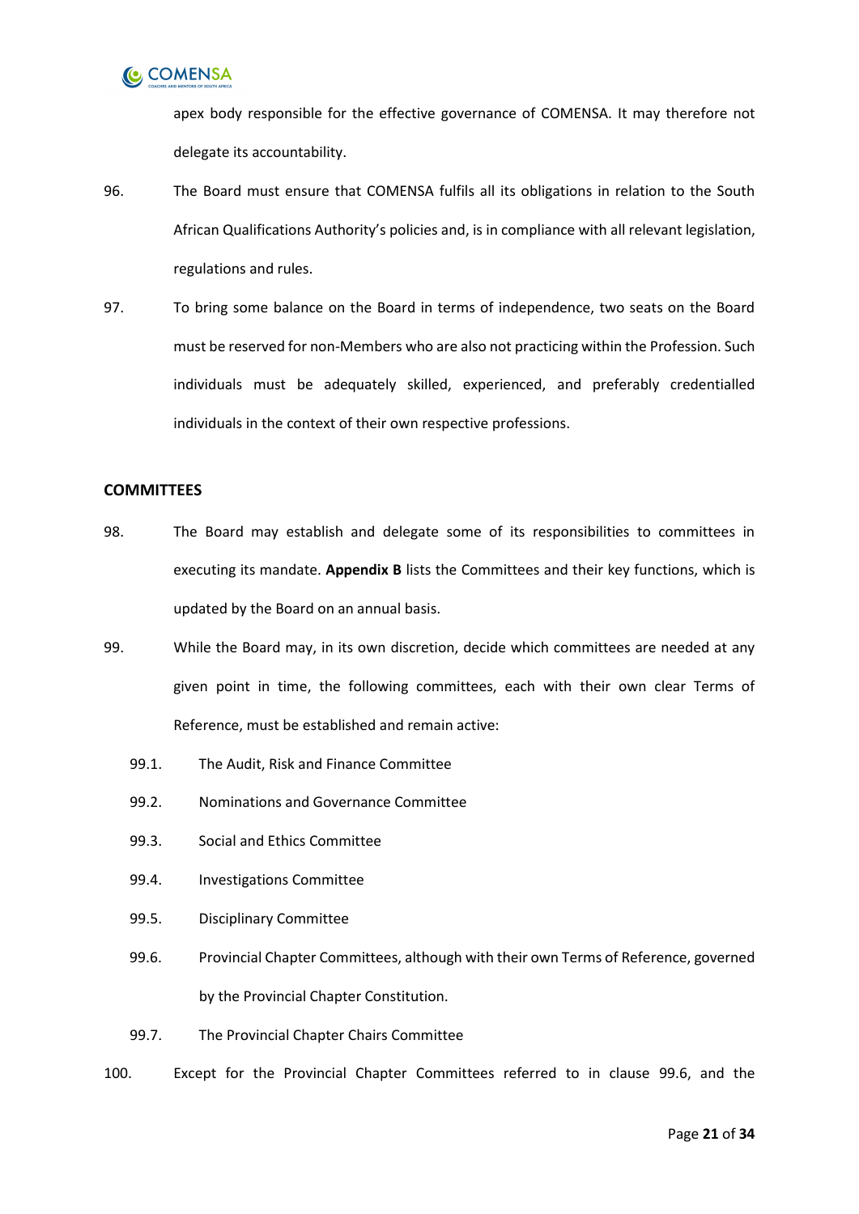apex body responsible for the effective governance of COMENSA. It may therefore not delegate its accountability.

96. The Board must ensure that COMENSA fulfils all its obligations in relation to the South African Qualifications Authority's policies and, is in compliance with all relevant legislation, regulations and rules.

97. To bring some balance on the Board in terms of independence, two seats on the Board must be reserved for non-Members who are also not practicing within the Profession. Such individuals must be adequately skilled, experienced, and preferably credentialled individuals in the context of their own respective professions.

## COMMITTEES

98. The Board may establish and delegate some of its responsibilities to committees in executing its mandate. **Appendix B** lists the Committees and their key functions, which is updated by the Board on an annual basis.

99. While the Board may, in its own discretion, decide which committees are needed at any given point in time, the following committees, each with their own clear Terms of Reference, must be established and remain active:

   99.1. The Audit, Risk and Finance Committee

   99.2. Nominations and Governance Committee

   99.3. Social and Ethics Committee

   99.4. Investigations Committee

   99.5. Disciplinary Committee

   99.6. Provincial Chapter Committees, although with their own Terms of Reference, governed by the Provincial Chapter Constitution.

   99.7. The Provincial Chapter Chairs Committee

100. Except for the Provincial Chapter Committees referred to in clause 99.6, and the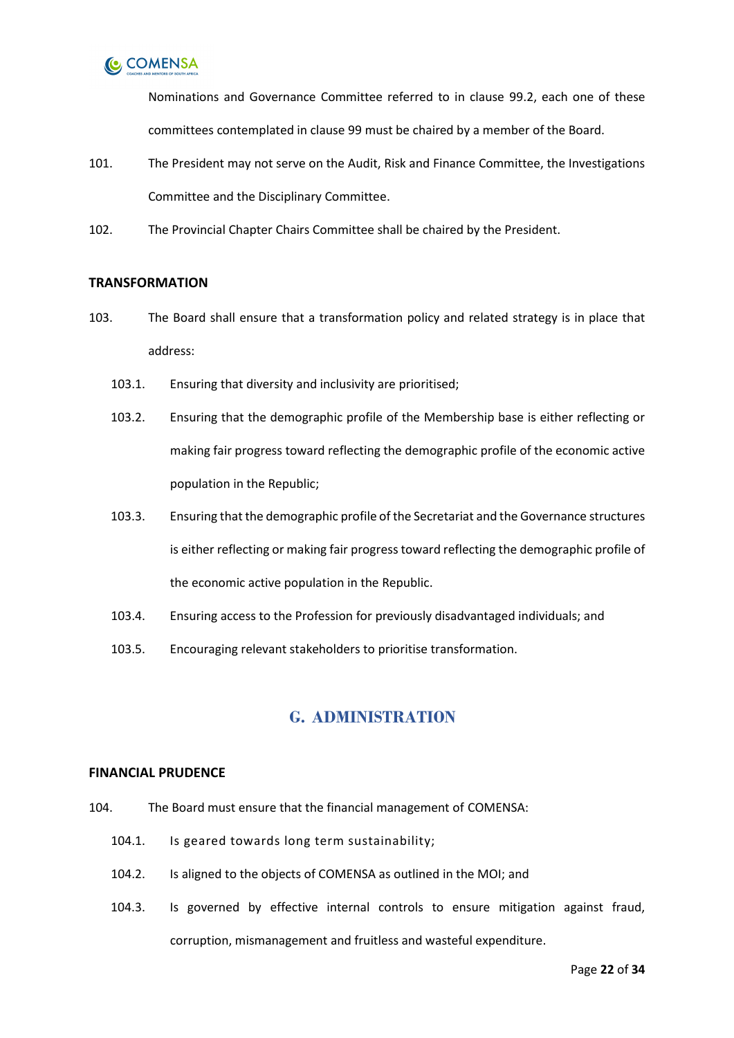Nominations and Governance Committee referred to in clause 99.2, each one of these committees contemplated in clause 99 must be chaired by a member of the Board.

101. The President may not serve on the Audit, Risk and Finance Committee, the Investigations Committee and the Disciplinary Committee.

102. The Provincial Chapter Chairs Committee shall be chaired by the President.

**TRANSFORMATION**

103. The Board shall ensure that a transformation policy and related strategy is in place that address:

   103.1. Ensuring that diversity and inclusivity are prioritised;

   103.2. Ensuring that the demographic profile of the Membership base is either reflecting or making fair progress toward reflecting the demographic profile of the economic active population in the Republic;

   103.3. Ensuring that the demographic profile of the Secretariat and the Governance structures is either reflecting or making fair progress toward reflecting the demographic profile of the economic active population in the Republic.

   103.4. Ensuring access to the Profession for previously disadvantaged individuals; and

   103.5. Encouraging relevant stakeholders to prioritise transformation.

## G. ADMINISTRATION

**FINANCIAL PRUDENCE**

104. The Board must ensure that the financial management of COMENSA:

   104.1. Is geared towards long term sustainability;

   104.2. Is aligned to the objects of COMENSA as outlined in the MOI; and

   104.3. Is governed by effective internal controls to ensure mitigation against fraud, corruption, mismanagement and fruitless and wasteful expenditure.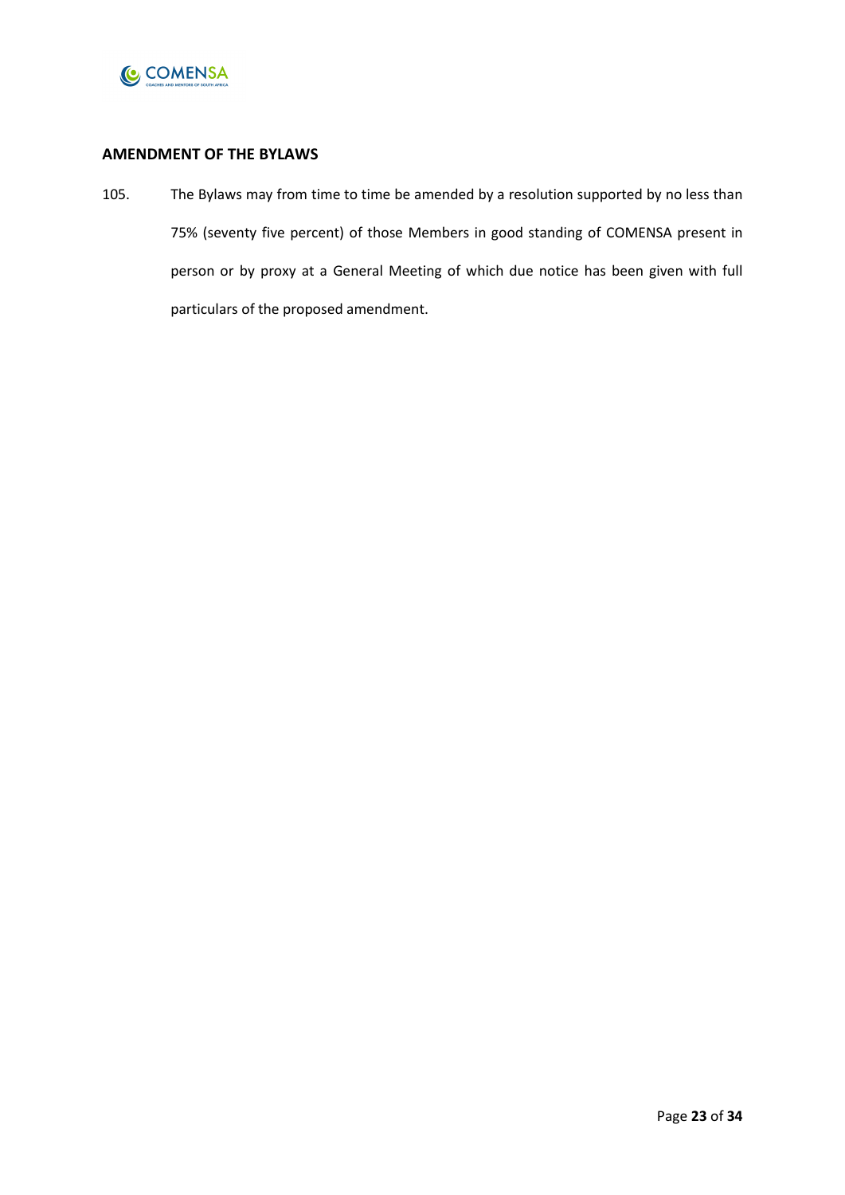**AMENDMENT OF THE BYLAWS**

105. The Bylaws may from time to time be amended by a resolution supported by no less than 75% (seventy five percent) of those Members in good standing of COMENSA present in person or by proxy at a General Meeting of which due notice has been given with full particulars of the proposed amendment.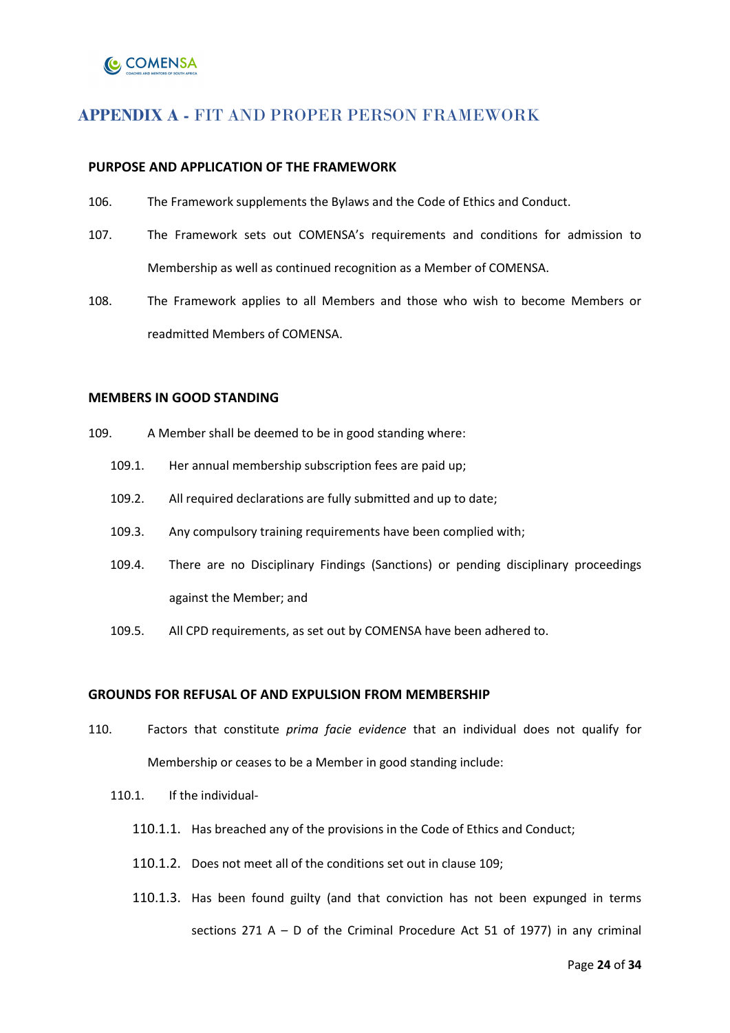## APPENDIX A - FIT AND PROPER PERSON FRAMEWORK

### PURPOSE AND APPLICATION OF THE FRAMEWORK

106. The Framework supplements the Bylaws and the Code of Ethics and Conduct.

107. The Framework sets out COMENSA's requirements and conditions for admission to Membership as well as continued recognition as a Member of COMENSA.

108. The Framework applies to all Members and those who wish to become Members or readmitted Members of COMENSA.

### MEMBERS IN GOOD STANDING

109. A Member shall be deemed to be in good standing where:

 109.1. Her annual membership subscription fees are paid up;

 109.2. All required declarations are fully submitted and up to date;

 109.3. Any compulsory training requirements have been complied with;

 109.4. There are no Disciplinary Findings (Sanctions) or pending disciplinary proceedings against the Member; and

 109.5. All CPD requirements, as set out by COMENSA have been adhered to.

### GROUNDS FOR REFUSAL OF AND EXPULSION FROM MEMBERSHIP

110. Factors that constitute *prima facie evidence* that an individual does not qualify for Membership or ceases to be a Member in good standing include:

 110.1. If the individual-

  110.1.1. Has breached any of the provisions in the Code of Ethics and Conduct;

  110.1.2. Does not meet all of the conditions set out in clause 109;

  110.1.3. Has been found guilty (and that conviction has not been expunged in terms sections 271 A – D of the Criminal Procedure Act 51 of 1977) in any criminal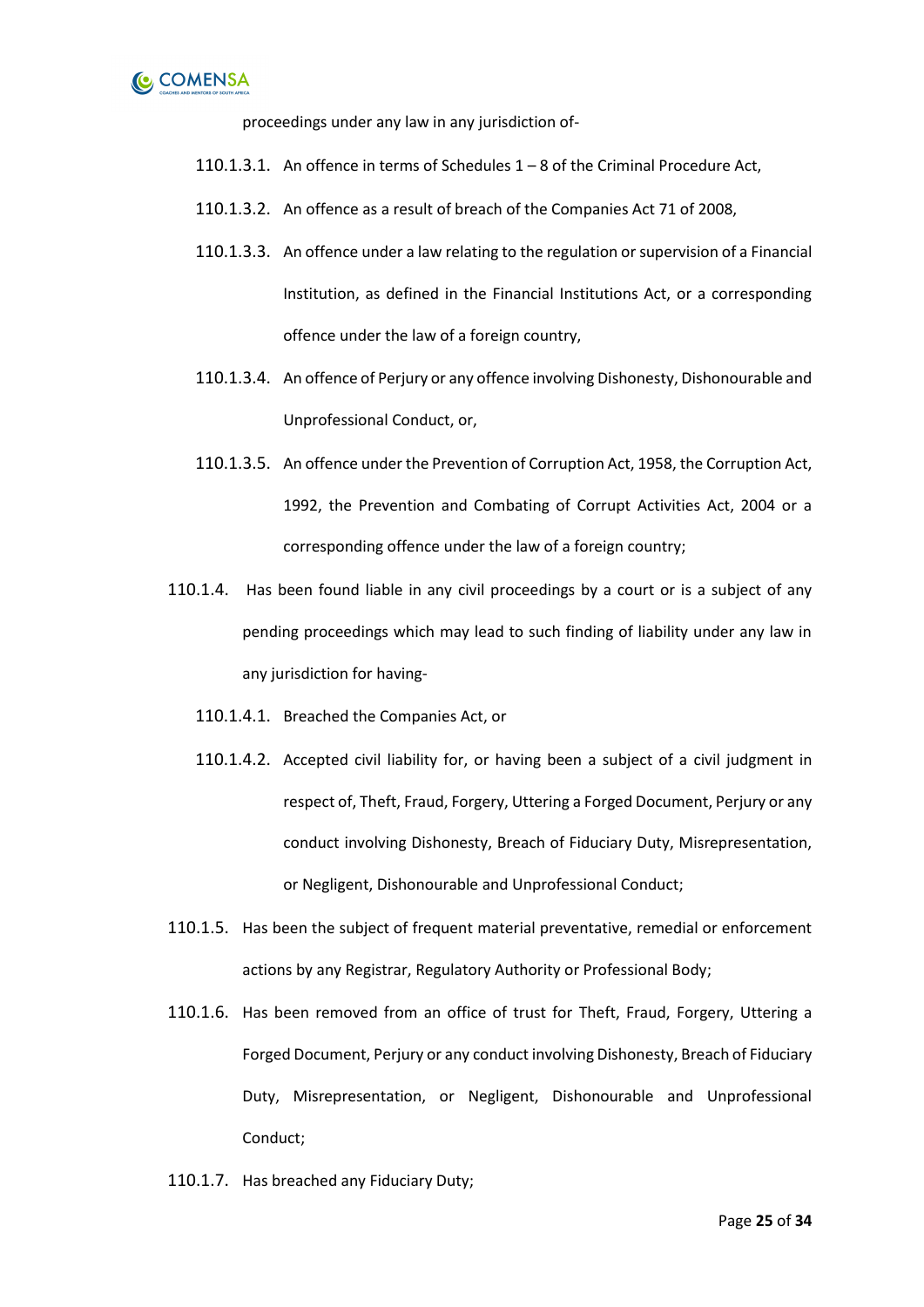proceedings under any law in any jurisdiction of-

110.1.3.1. An offence in terms of Schedules 1 – 8 of the Criminal Procedure Act,

110.1.3.2. An offence as a result of breach of the Companies Act 71 of 2008,

110.1.3.3. An offence under a law relating to the regulation or supervision of a Financial Institution, as defined in the Financial Institutions Act, or a corresponding offence under the law of a foreign country,

110.1.3.4. An offence of Perjury or any offence involving Dishonesty, Dishonourable and Unprofessional Conduct, or,

110.1.3.5. An offence under the Prevention of Corruption Act, 1958, the Corruption Act, 1992, the Prevention and Combating of Corrupt Activities Act, 2004 or a corresponding offence under the law of a foreign country;

110.1.4. Has been found liable in any civil proceedings by a court or is a subject of any pending proceedings which may lead to such finding of liability under any law in any jurisdiction for having-

110.1.4.1. Breached the Companies Act, or

110.1.4.2. Accepted civil liability for, or having been a subject of a civil judgment in respect of, Theft, Fraud, Forgery, Uttering a Forged Document, Perjury or any conduct involving Dishonesty, Breach of Fiduciary Duty, Misrepresentation, or Negligent, Dishonourable and Unprofessional Conduct;

110.1.5. Has been the subject of frequent material preventative, remedial or enforcement actions by any Registrar, Regulatory Authority or Professional Body;

110.1.6. Has been removed from an office of trust for Theft, Fraud, Forgery, Uttering a Forged Document, Perjury or any conduct involving Dishonesty, Breach of Fiduciary Duty, Misrepresentation, or Negligent, Dishonourable and Unprofessional Conduct;

110.1.7. Has breached any Fiduciary Duty;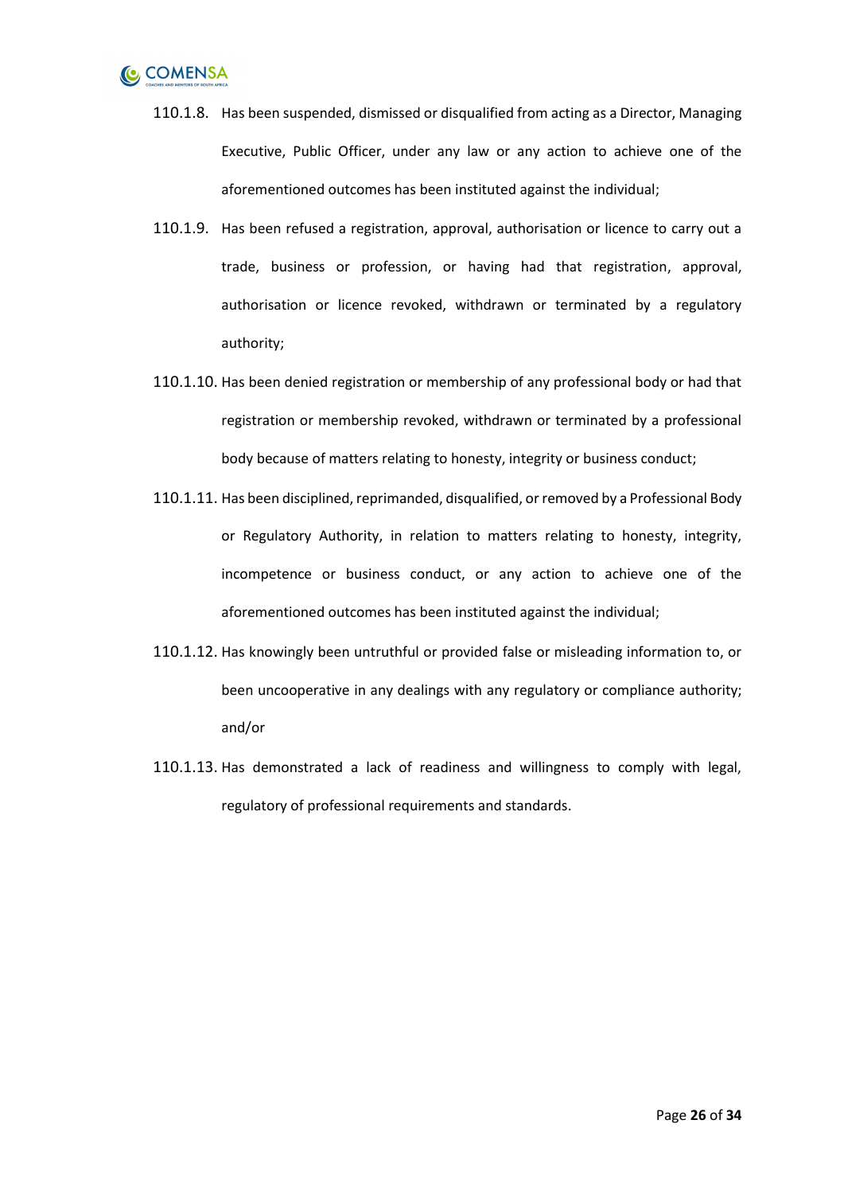110.1.8. Has been suspended, dismissed or disqualified from acting as a Director, Managing Executive, Public Officer, under any law or any action to achieve one of the aforementioned outcomes has been instituted against the individual;

110.1.9. Has been refused a registration, approval, authorisation or licence to carry out a trade, business or profession, or having had that registration, approval, authorisation or licence revoked, withdrawn or terminated by a regulatory authority;

110.1.10. Has been denied registration or membership of any professional body or had that registration or membership revoked, withdrawn or terminated by a professional body because of matters relating to honesty, integrity or business conduct;

110.1.11. Has been disciplined, reprimanded, disqualified, or removed by a Professional Body or Regulatory Authority, in relation to matters relating to honesty, integrity, incompetence or business conduct, or any action to achieve one of the aforementioned outcomes has been instituted against the individual;

110.1.12. Has knowingly been untruthful or provided false or misleading information to, or been uncooperative in any dealings with any regulatory or compliance authority; and/or

110.1.13. Has demonstrated a lack of readiness and willingness to comply with legal, regulatory of professional requirements and standards.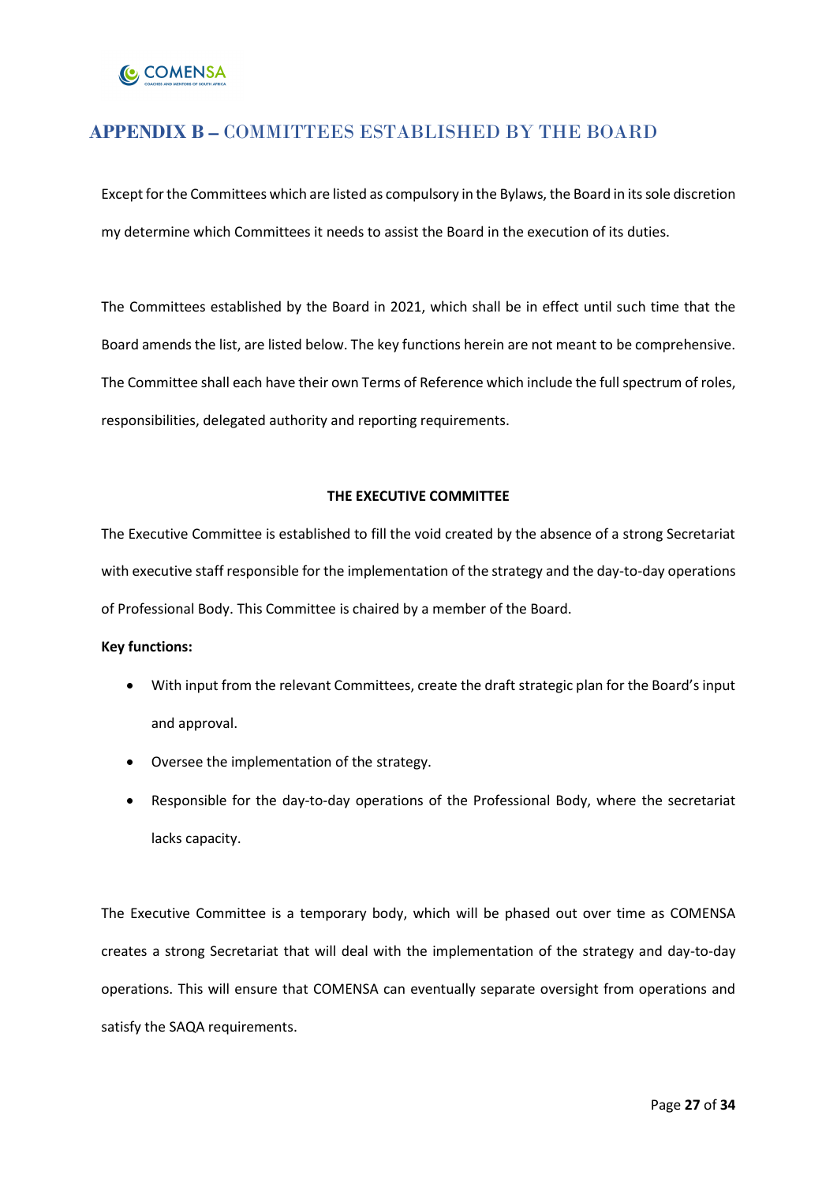## APPENDIX B – COMMITTEES ESTABLISHED BY THE BOARD

Except for the Committees which are listed as compulsory in the Bylaws, the Board in its sole discretion my determine which Committees it needs to assist the Board in the execution of its duties.

The Committees established by the Board in 2021, which shall be in effect until such time that the Board amends the list, are listed below. The key functions herein are not meant to be comprehensive. The Committee shall each have their own Terms of Reference which include the full spectrum of roles, responsibilities, delegated authority and reporting requirements.

### THE EXECUTIVE COMMITTEE

The Executive Committee is established to fill the void created by the absence of a strong Secretariat with executive staff responsible for the implementation of the strategy and the day-to-day operations of Professional Body. This Committee is chaired by a member of the Board.

**Key functions:**

- With input from the relevant Committees, create the draft strategic plan for the Board's input and approval.
- Oversee the implementation of the strategy.
- Responsible for the day-to-day operations of the Professional Body, where the secretariat lacks capacity.

The Executive Committee is a temporary body, which will be phased out over time as COMENSA creates a strong Secretariat that will deal with the implementation of the strategy and day-to-day operations. This will ensure that COMENSA can eventually separate oversight from operations and satisfy the SAQA requirements.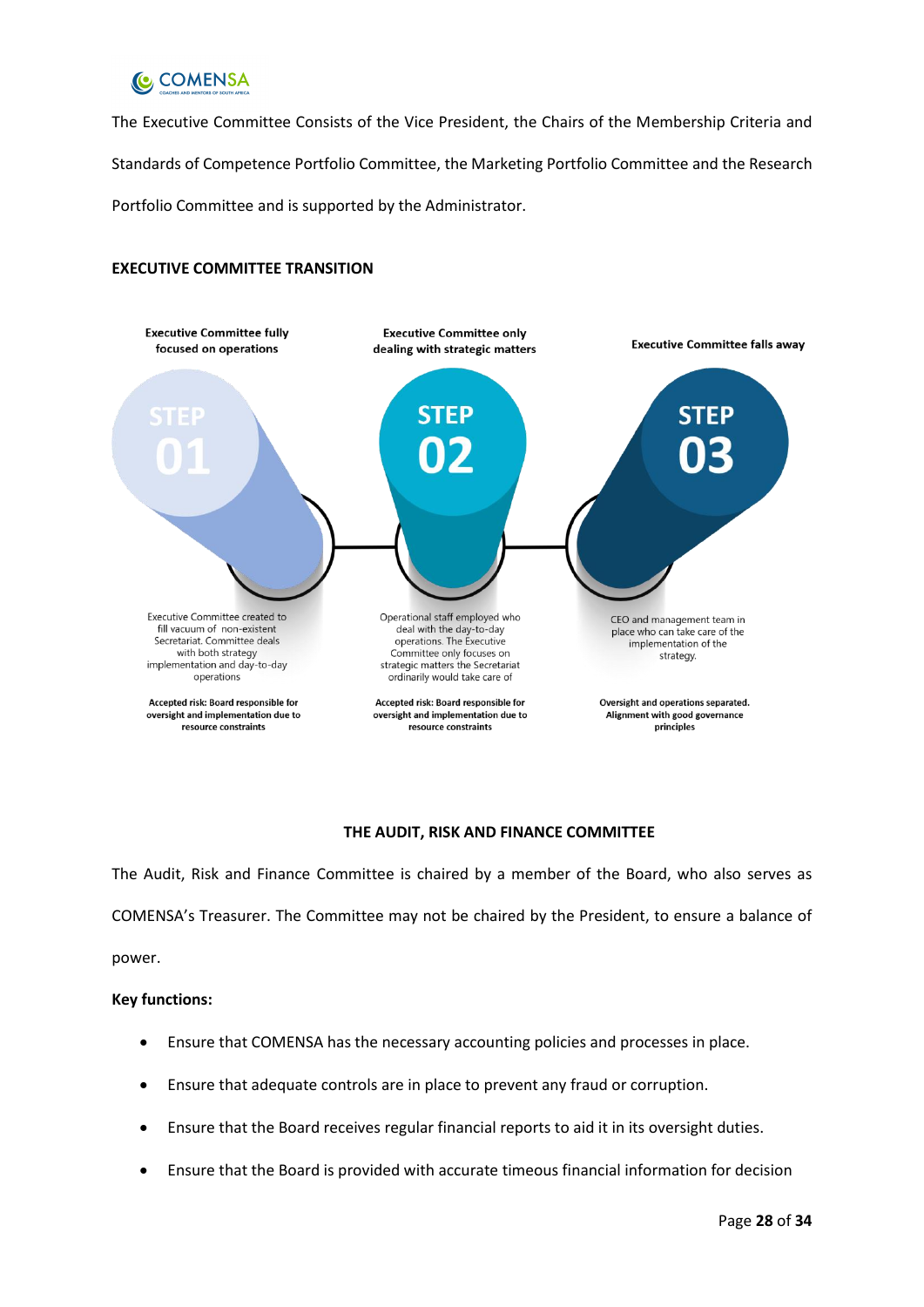The Executive Committee Consists of the Vice President, the Chairs of the Membership Criteria and Standards of Competence Portfolio Committee, the Marketing Portfolio Committee and the Research Portfolio Committee and is supported by the Administrator.

**EXECUTIVE COMMITTEE TRANSITION**

| STEP 01 | STEP 02 | STEP 03 |
|---|---|---|
| **Executive Committee fully focused on operations** | **Executive Committee only dealing with strategic matters** | **Executive Committee falls away** |
| Executive Committee created to fill vacuum of non-existent Secretariat. Committee deals with both strategy implementation and day-to-day operations | Operational staff employed who deal with the day-to-day operations. The Executive Committee only focuses on strategic matters the Secretariat ordinarily would take care of | CEO and management team in place who can take care of the implementation of the strategy. |
| **Accepted risk: Board responsible for oversight and implementation due to resource constraints** | **Accepted risk: Board responsible for oversight and implementation due to resource constraints** | **Oversight and operations separated. Alignment with good governance principles** |

## THE AUDIT, RISK AND FINANCE COMMITTEE

The Audit, Risk and Finance Committee is chaired by a member of the Board, who also serves as COMENSA's Treasurer. The Committee may not be chaired by the President, to ensure a balance of power.

**Key functions:**

- Ensure that COMENSA has the necessary accounting policies and processes in place.
- Ensure that adequate controls are in place to prevent any fraud or corruption.
- Ensure that the Board receives regular financial reports to aid it in its oversight duties.
- Ensure that the Board is provided with accurate timeous financial information for decision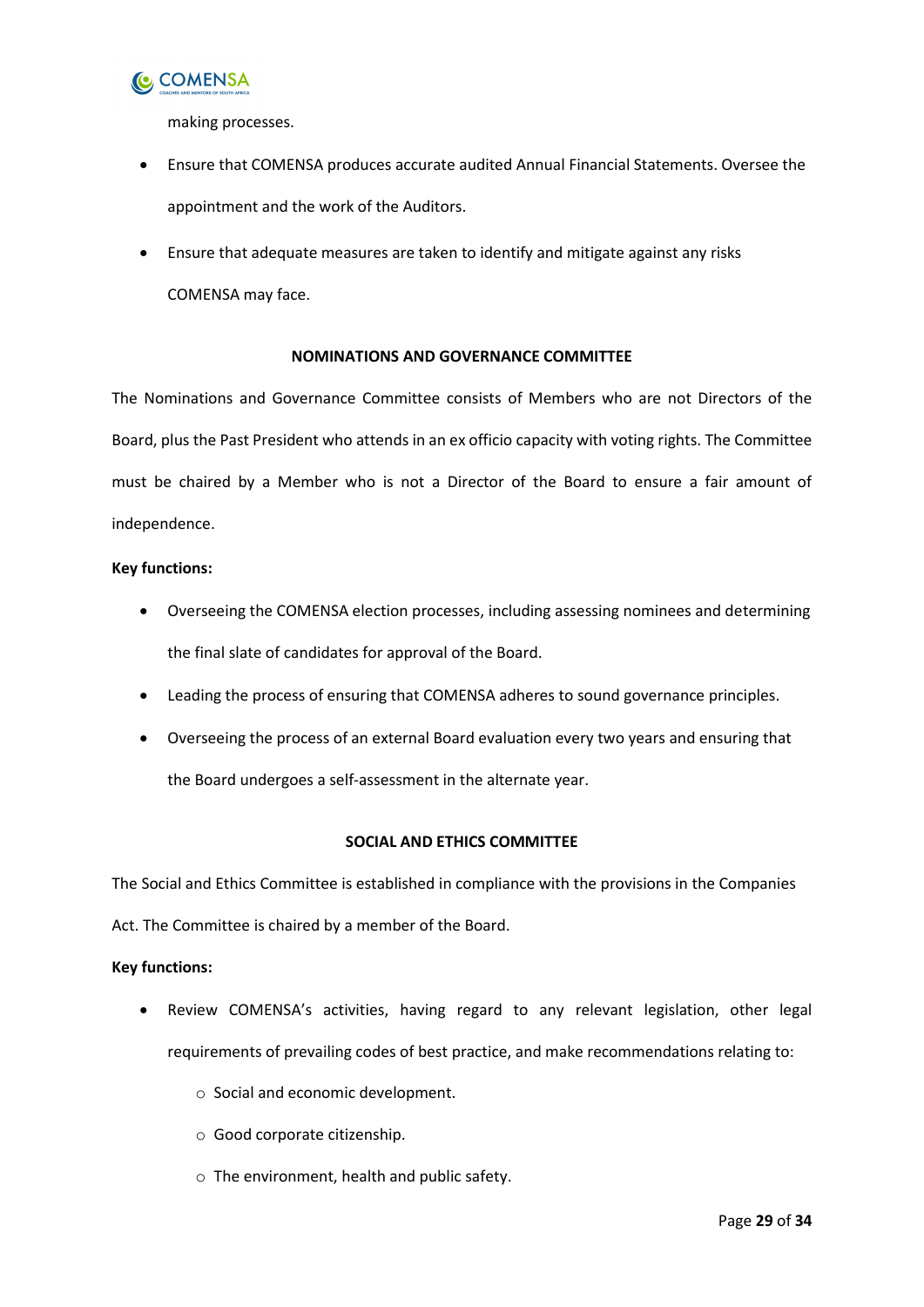making processes.

- Ensure that COMENSA produces accurate audited Annual Financial Statements. Oversee the appointment and the work of the Auditors.
- Ensure that adequate measures are taken to identify and mitigate against any risks COMENSA may face.

**NOMINATIONS AND GOVERNANCE COMMITTEE**

The Nominations and Governance Committee consists of Members who are not Directors of the Board, plus the Past President who attends in an ex officio capacity with voting rights. The Committee must be chaired by a Member who is not a Director of the Board to ensure a fair amount of independence.

**Key functions:**

- Overseeing the COMENSA election processes, including assessing nominees and determining the final slate of candidates for approval of the Board.
- Leading the process of ensuring that COMENSA adheres to sound governance principles.
- Overseeing the process of an external Board evaluation every two years and ensuring that the Board undergoes a self-assessment in the alternate year.

**SOCIAL AND ETHICS COMMITTEE**

The Social and Ethics Committee is established in compliance with the provisions in the Companies Act. The Committee is chaired by a member of the Board.

**Key functions:**

- Review COMENSA's activities, having regard to any relevant legislation, other legal requirements of prevailing codes of best practice, and make recommendations relating to:
  - Social and economic development.
  - Good corporate citizenship.
  - The environment, health and public safety.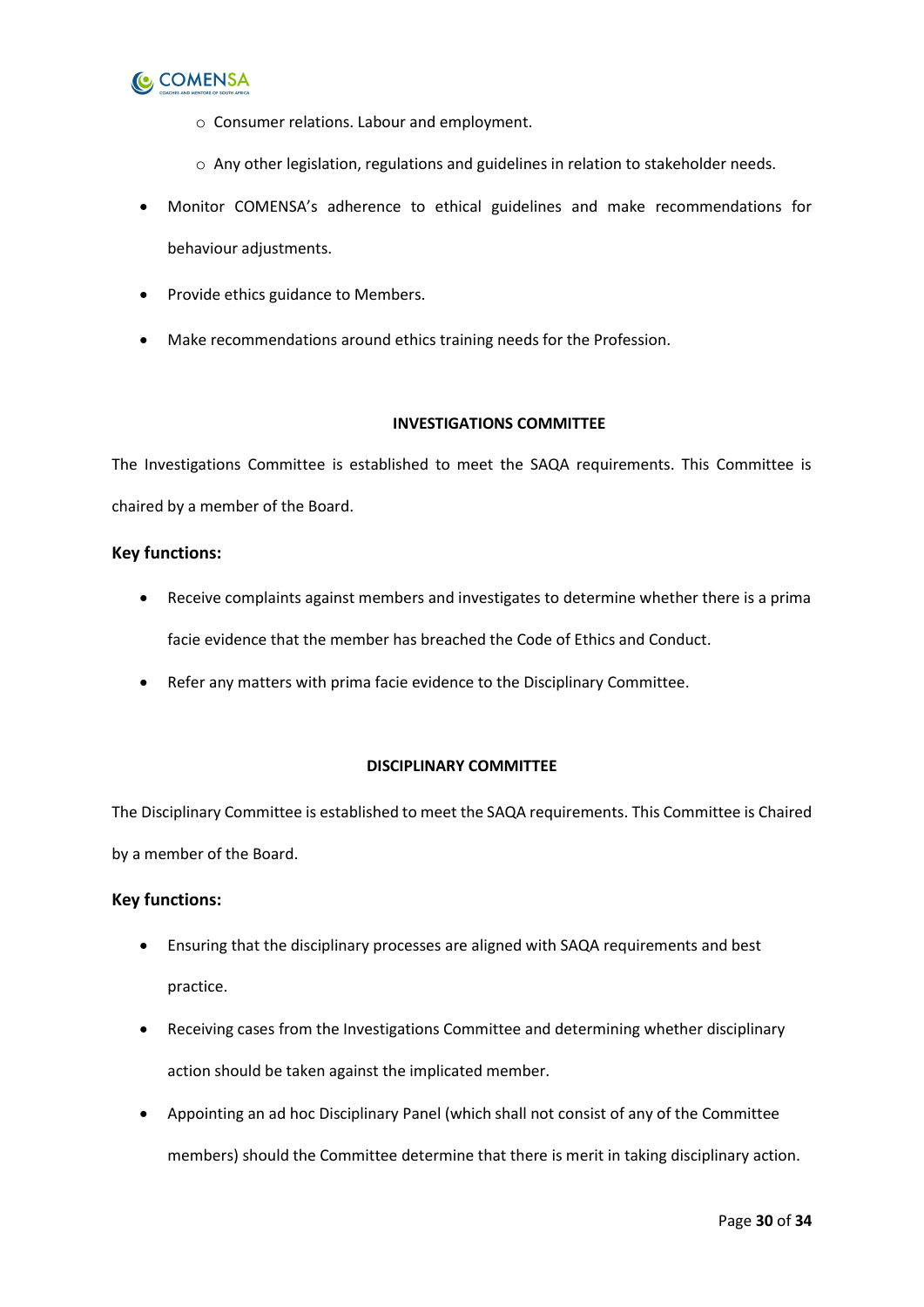- Consumer relations. Labour and employment.
    - Any other legislation, regulations and guidelines in relation to stakeholder needs.
- Monitor COMENSA's adherence to ethical guidelines and make recommendations for behaviour adjustments.
- Provide ethics guidance to Members.
- Make recommendations around ethics training needs for the Profession.

**INVESTIGATIONS COMMITTEE**

The Investigations Committee is established to meet the SAQA requirements. This Committee is chaired by a member of the Board.

### Key functions:

- Receive complaints against members and investigates to determine whether there is a prima facie evidence that the member has breached the Code of Ethics and Conduct.
- Refer any matters with prima facie evidence to the Disciplinary Committee.

**DISCIPLINARY COMMITTEE**

The Disciplinary Committee is established to meet the SAQA requirements. This Committee is Chaired by a member of the Board.

### Key functions:

- Ensuring that the disciplinary processes are aligned with SAQA requirements and best practice.
- Receiving cases from the Investigations Committee and determining whether disciplinary action should be taken against the implicated member.
- Appointing an ad hoc Disciplinary Panel (which shall not consist of any of the Committee members) should the Committee determine that there is merit in taking disciplinary action.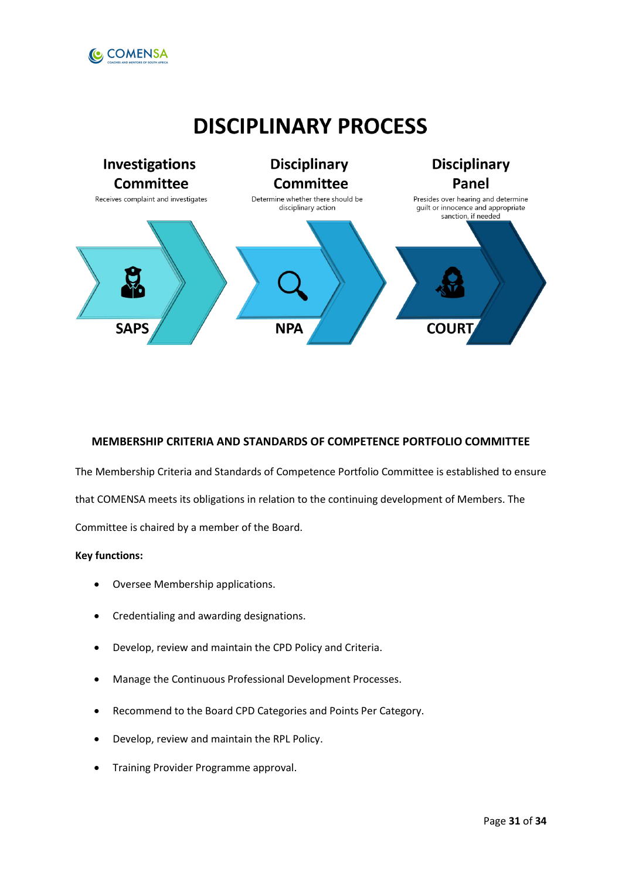# DISCIPLINARY PROCESS

**Investigations Committee**
Receives complaint and investigates

SAPS

**Disciplinary Committee**
Determine whether there should be disciplinary action

NPA

**Disciplinary Panel**
Presides over hearing and determine guilt or innocence and appropriate sanction, if needed

COURT

### MEMBERSHIP CRITERIA AND STANDARDS OF COMPETENCE PORTFOLIO COMMITTEE

The Membership Criteria and Standards of Competence Portfolio Committee is established to ensure that COMENSA meets its obligations in relation to the continuing development of Members. The Committee is chaired by a member of the Board.

**Key functions:**

- Oversee Membership applications.
- Credentialing and awarding designations.
- Develop, review and maintain the CPD Policy and Criteria.
- Manage the Continuous Professional Development Processes.
- Recommend to the Board CPD Categories and Points Per Category.
- Develop, review and maintain the RPL Policy.
- Training Provider Programme approval.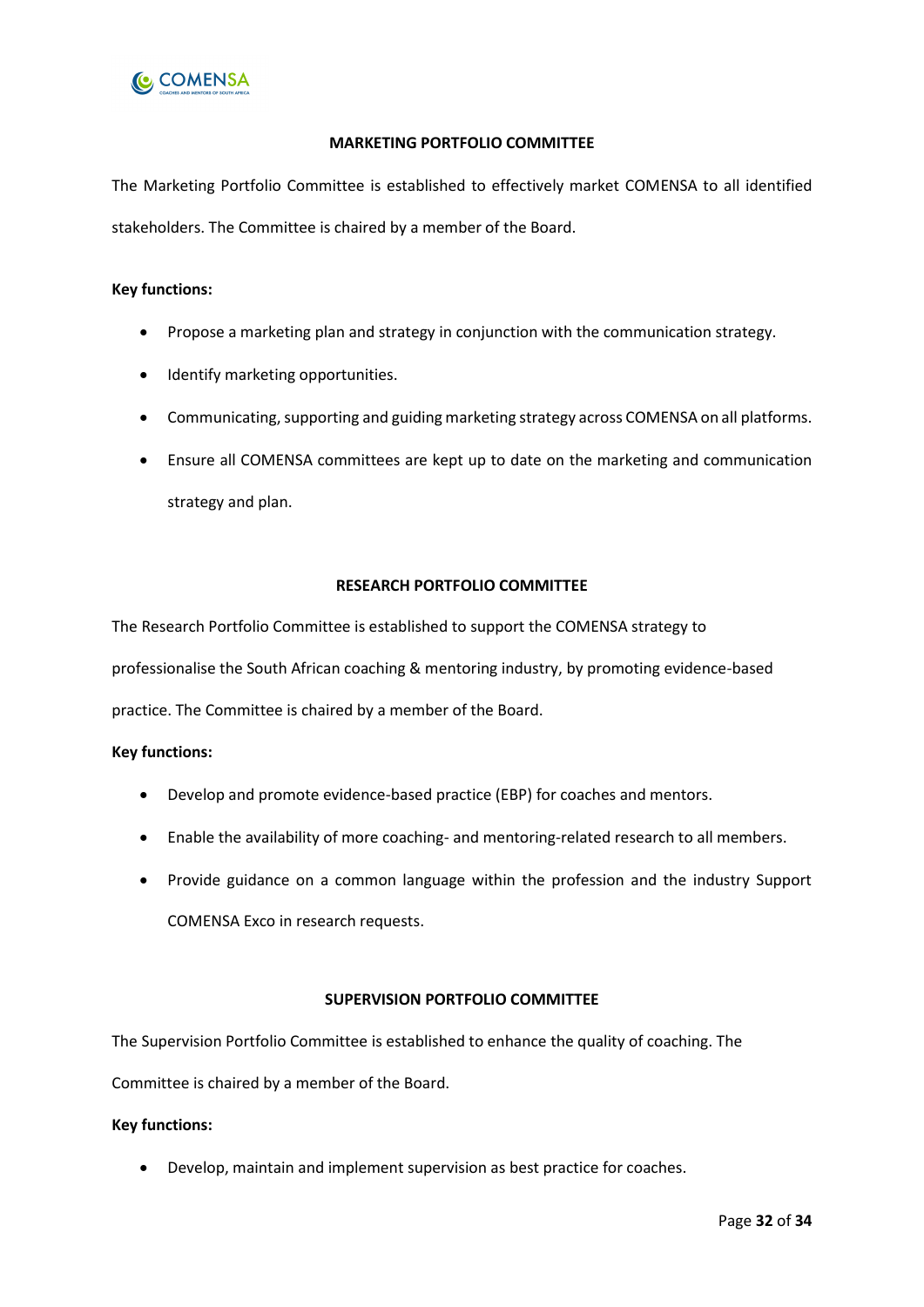## MARKETING PORTFOLIO COMMITTEE

The Marketing Portfolio Committee is established to effectively market COMENSA to all identified stakeholders. The Committee is chaired by a member of the Board.

**Key functions:**

- Propose a marketing plan and strategy in conjunction with the communication strategy.
- Identify marketing opportunities.
- Communicating, supporting and guiding marketing strategy across COMENSA on all platforms.
- Ensure all COMENSA committees are kept up to date on the marketing and communication strategy and plan.

## RESEARCH PORTFOLIO COMMITTEE

The Research Portfolio Committee is established to support the COMENSA strategy to professionalise the South African coaching & mentoring industry, by promoting evidence-based practice. The Committee is chaired by a member of the Board.

**Key functions:**

- Develop and promote evidence-based practice (EBP) for coaches and mentors.
- Enable the availability of more coaching- and mentoring-related research to all members.
- Provide guidance on a common language within the profession and the industry Support COMENSA Exco in research requests.

## SUPERVISION PORTFOLIO COMMITTEE

The Supervision Portfolio Committee is established to enhance the quality of coaching. The Committee is chaired by a member of the Board.

**Key functions:**

- Develop, maintain and implement supervision as best practice for coaches.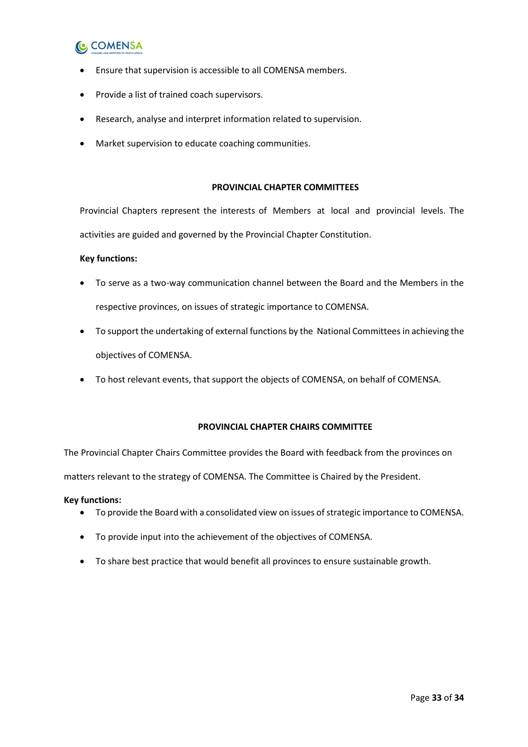- Ensure that supervision is accessible to all COMENSA members.
- Provide a list of trained coach supervisors.
- Research, analyse and interpret information related to supervision.
- Market supervision to educate coaching communities.

## PROVINCIAL CHAPTER COMMITTEES

Provincial Chapters represent the interests of Members at local and provincial levels. The activities are guided and governed by the Provincial Chapter Constitution.

**Key functions:**

- To serve as a two-way communication channel between the Board and the Members in the respective provinces, on issues of strategic importance to COMENSA.
- To support the undertaking of external functions by the National Committees in achieving the objectives of COMENSA.
- To host relevant events, that support the objects of COMENSA, on behalf of COMENSA.

## PROVINCIAL CHAPTER CHAIRS COMMITTEE

The Provincial Chapter Chairs Committee provides the Board with feedback from the provinces on matters relevant to the strategy of COMENSA. The Committee is Chaired by the President.

**Key functions:**

- To provide the Board with a consolidated view on issues of strategic importance to COMENSA.
- To provide input into the achievement of the objectives of COMENSA.
- To share best practice that would benefit all provinces to ensure sustainable growth.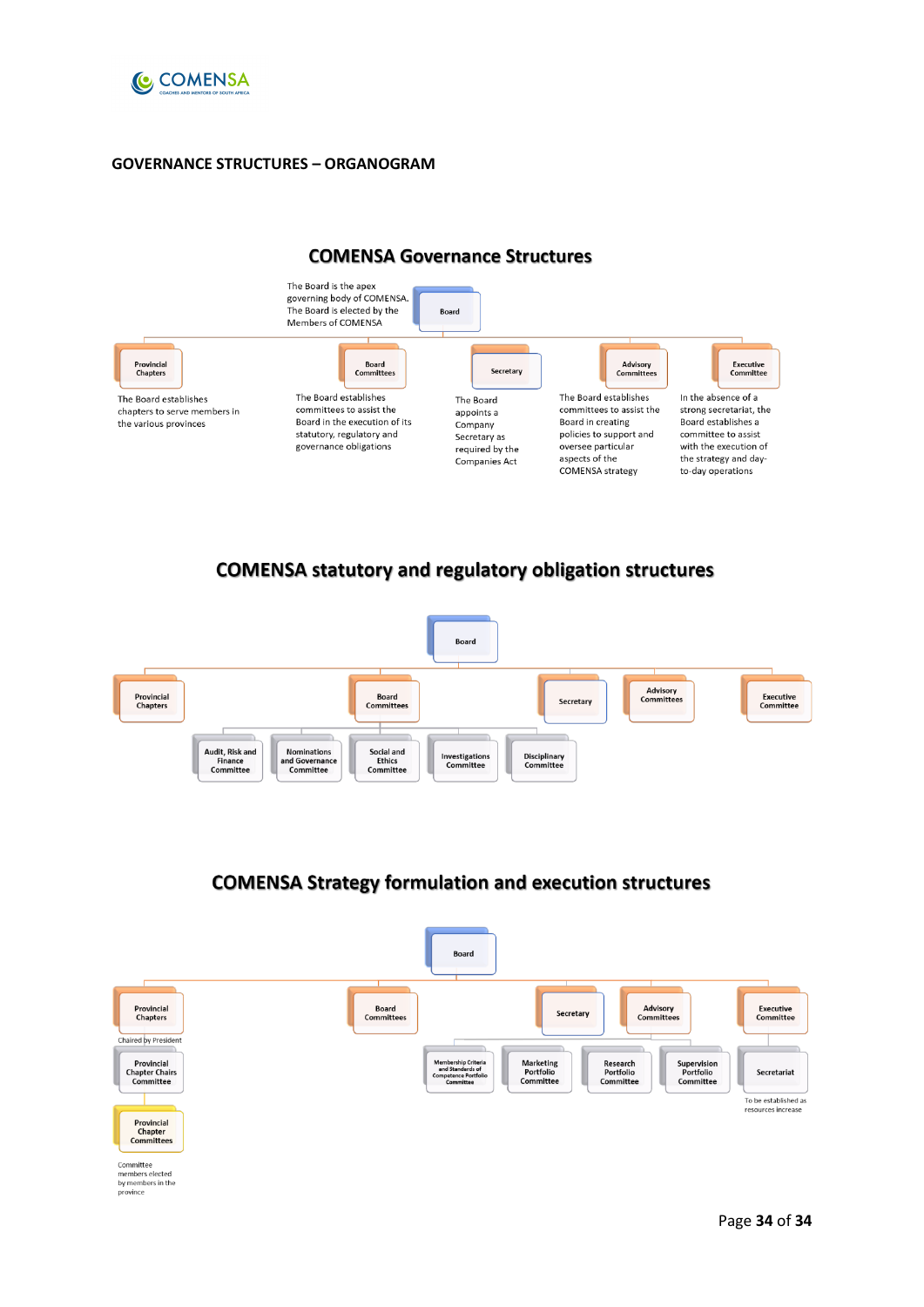COMENSA
COACHES AND MENTORS OF SOUTH AFRICA

## GOVERNANCE STRUCTURES – ORGANOGRAM

### COMENSA Governance Structures

The Board is the apex governing body of COMENSA. The Board is elected by the Members of COMENSA

Board

Provincial Chapters

The Board establishes chapters to serve members in the various provinces

Board Committees

The Board establishes committees to assist the Board in the execution of its statutory, regulatory and governance obligations

Secretary

The Board appoints a Company Secretary as required by the Companies Act

Advisory Committees

The Board establishes committees to assist the Board in creating policies to support and oversee particular aspects of the COMENSA strategy

Executive Committee

In the absence of a strong secretariat, the Board establishes a committee to assist with the execution of the strategy and day-to-day operations

### COMENSA statutory and regulatory obligation structures

Board

Provincial Chapters

Board Committees

Secretary

Advisory Committees

Executive Committee

Audit, Risk and Finance Committee

Nominations and Governance Committee

Social and Ethics Committee

Investigations Committee

Disciplinary Committee

### COMENSA Strategy formulation and execution structures

Board

Provincial Chapters

Chaired by President

Provincial Chapter Chairs Committee

Provincial Chapter Committees

Committee members elected by members in the province

Board Committees

Secretary

Advisory Committees

Membership Criteria and Standards of Competence Portfolio Committee

Marketing Portfolio Committee

Research Portfolio Committee

Supervision Portfolio Committee

Executive Committee

Secretariat

To be established as resources increase